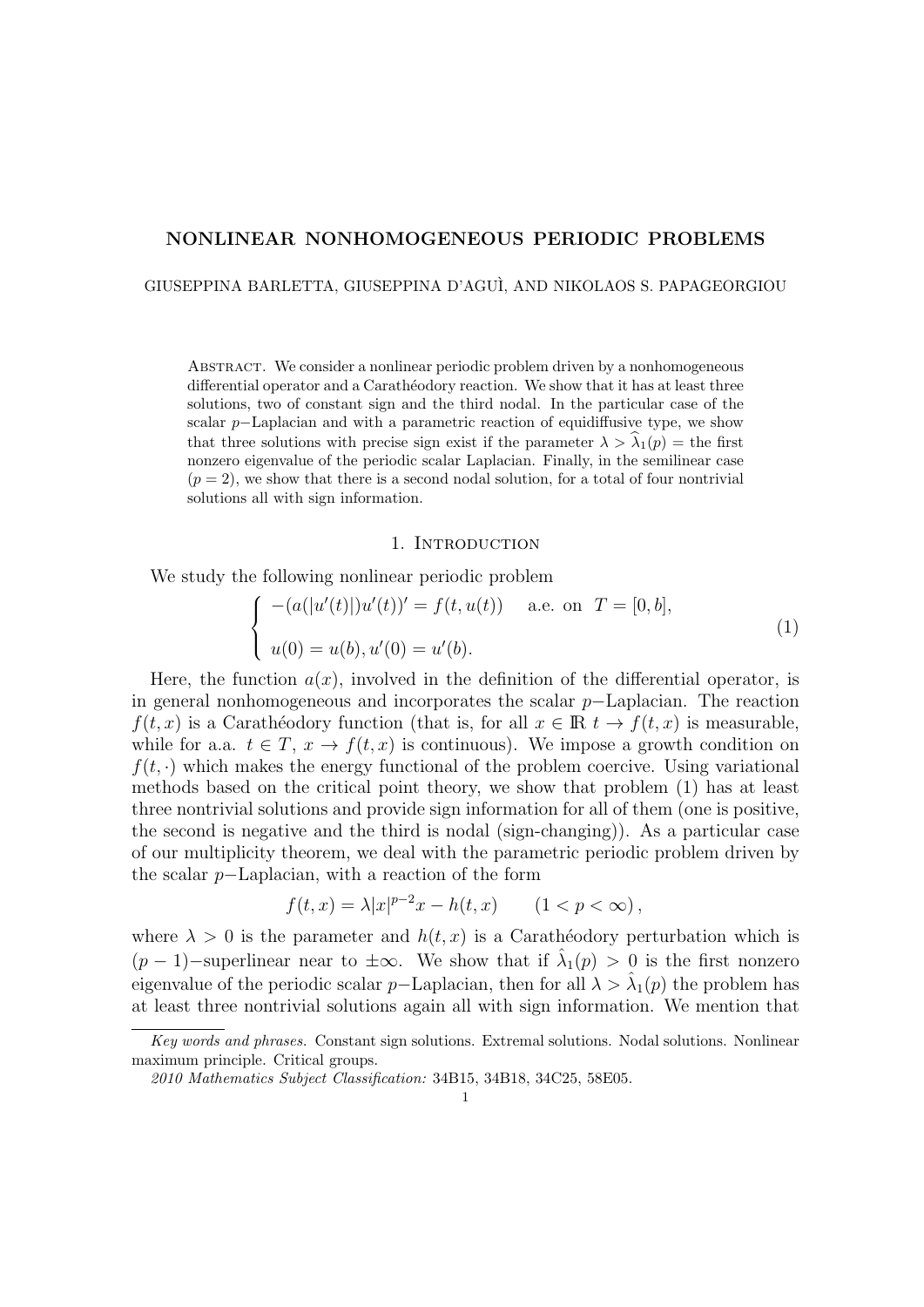# NONLINEAR NONHOMOGENEOUS PERIODIC PROBLEMS

GIUSEPPINA BARLETTA, GIUSEPPINA D'AGUÌ, AND NIKOLAOS S. PAPAGEORGIOU

Abstract. We consider a nonlinear periodic problem driven by a nonhomogeneous differential operator and a Carathéodory reaction. We show that it has at least three solutions, two of constant sign and the third nodal. In the particular case of the scalar $p-$Laplacian and with a parametric reaction of equidiffusive type, we show that three solutions with precise sign exist if the parameter $\lambda > \widehat{\lambda}_1(p) =$ the first nonzero eigenvalue of the periodic scalar Laplacian. Finally, in the semilinear case ($p = 2$), we show that there is a second nodal solution, for a total of four nontrivial solutions all with sign information.

## 1. Introduction

We study the following nonlinear periodic problem

$$
\begin{cases} -(a(|u'(t)|)u'(t))' = f(t, u(t)) & \text{a.e. on } \ T = [0, b], \\ u(0) = u(b), u'(0) = u'(b). \end{cases} \tag{1}
$$

Here, the function $a(x)$, involved in the definition of the differential operator, is in general nonhomogeneous and incorporates the scalar $p-$Laplacian. The reaction $f(t, x)$ is a Carathéodory function (that is, for all $x \in \mathbb{R}$ $t \to f(t, x)$ is measurable, while for a.a. $t \in T$, $x \to f(t, x)$ is continuous). We impose a growth condition on $f(t, \cdot)$ which makes the energy functional of the problem coercive. Using variational methods based on the critical point theory, we show that problem (1) has at least three nontrivial solutions and provide sign information for all of them (one is positive, the second is negative and the third is nodal (sign-changing)). As a particular case of our multiplicity theorem, we deal with the parametric periodic problem driven by the scalar $p-$Laplacian, with a reaction of the form

$$
f(t, x) = \lambda |x|^{p-2}x - h(t, x) \qquad (1 < p < \infty),
$$

where $\lambda > 0$ is the parameter and $h(t, x)$ is a Carathéodory perturbation which is $(p-1)-$superlinear near to $\pm\infty$. We show that if $\hat{\lambda}_1(p) > 0$ is the first nonzero eigenvalue of the periodic scalar $p-$Laplacian, then for all $\lambda > \hat{\lambda}_1(p)$ the problem has at least three nontrivial solutions again all with sign information. We mention that

*Key words and phrases.* Constant sign solutions. Extremal solutions. Nodal solutions. Nonlinear maximum principle. Critical groups.

*2010 Mathematics Subject Classification:* 34B15, 34B18, 34C25, 58E05.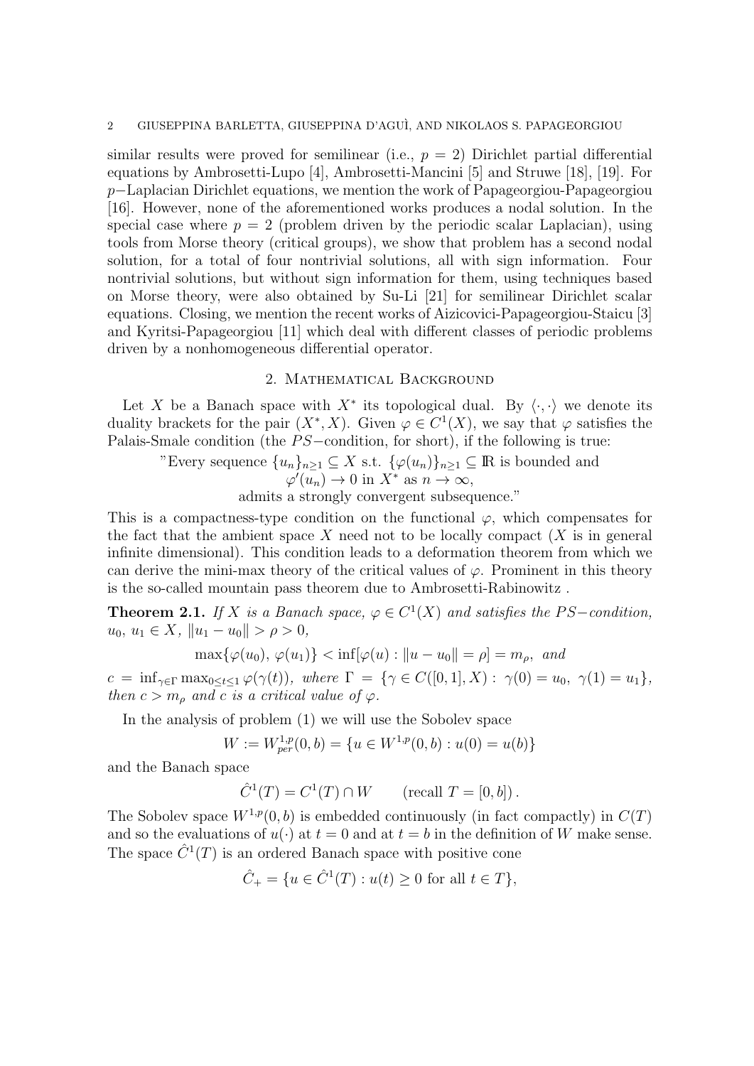similar results were proved for semilinear (i.e., $p = 2$) Dirichlet partial differential equations by Ambrosetti-Lupo [4], Ambrosetti-Mancini [5] and Struwe [18], [19]. For $p-$Laplacian Dirichlet equations, we mention the work of Papageorgiou-Papageorgiou [16]. However, none of the aforementioned works produces a nodal solution. In the special case where $p = 2$ (problem driven by the periodic scalar Laplacian), using tools from Morse theory (critical groups), we show that problem has a second nodal solution, for a total of four nontrivial solutions, all with sign information. Four nontrivial solutions, but without sign information for them, using techniques based on Morse theory, were also obtained by Su-Li [21] for semilinear Dirichlet scalar equations. Closing, we mention the recent works of Aizicovici-Papageorgiou-Staicu [3] and Kyritsi-Papageorgiou [11] which deal with different classes of periodic problems driven by a nonhomogeneous differential operator.

## 2. Mathematical Background

Let $X$ be a Banach space with $X^*$ its topological dual. By $\langle \cdot, \cdot \rangle$ we denote its duality brackets for the pair $(X^*, X)$. Given $\varphi \in C^1(X)$, we say that $\varphi$ satisfies the Palais-Smale condition (the $PS-$condition, for short), if the following is true:

"Every sequence $\{u_n\}_{n\geq 1} \subseteq X$ s.t. $\{\varphi(u_n)\}_{n\geq 1} \subseteq \mathbb{R}$ is bounded and $\varphi'(u_n) \to 0$ in $X^*$ as $n \to \infty$,
admits a strongly convergent subsequence."

This is a compactness-type condition on the functional $\varphi$, which compensates for the fact that the ambient space $X$ need not to be locally compact ($X$ is in general infinite dimensional). This condition leads to a deformation theorem from which we can derive the mini-max theory of the critical values of $\varphi$. Prominent in this theory is the so-called mountain pass theorem due to Ambrosetti-Rabinowitz .

**Theorem 2.1.** *If $X$ is a Banach space, $\varphi \in C^1(X)$ and satisfies the $PS-$condition, $u_0,\, u_1 \in X$, $\|u_1 - u_0\| > \rho > 0$,*

$$\max\{\varphi(u_0),\, \varphi(u_1)\} < \inf[\varphi(u) : \|u - u_0\| = \rho] = m_\rho, \text{ and}$$

*$c = \inf_{\gamma\in\Gamma} \max_{0\leq t\leq 1} \varphi(\gamma(t))$, where $\Gamma = \{\gamma \in C([0,1], X) : \gamma(0) = u_0,\ \gamma(1) = u_1\}$, then $c > m_\rho$ and $c$ is a critical value of $\varphi$.*

In the analysis of problem (1) we will use the Sobolev space

$$W := W^{1,p}_{per}(0, b) = \{u \in W^{1,p}(0, b) : u(0) = u(b)\}$$

and the Banach space

$$\hat{C}^1(T) = C^1(T) \cap W \qquad (\text{recall } T = [0, b])\,.$$

The Sobolev space $W^{1,p}(0, b)$ is embedded continuously (in fact compactly) in $C(T)$ and so the evaluations of $u(\cdot)$ at $t = 0$ and at $t = b$ in the definition of $W$ make sense. The space $\hat{C}^1(T)$ is an ordered Banach space with positive cone

$$\hat{C}_+ = \{u \in \hat{C}^1(T) : u(t) \geq 0 \text{ for all } t \in T\},$$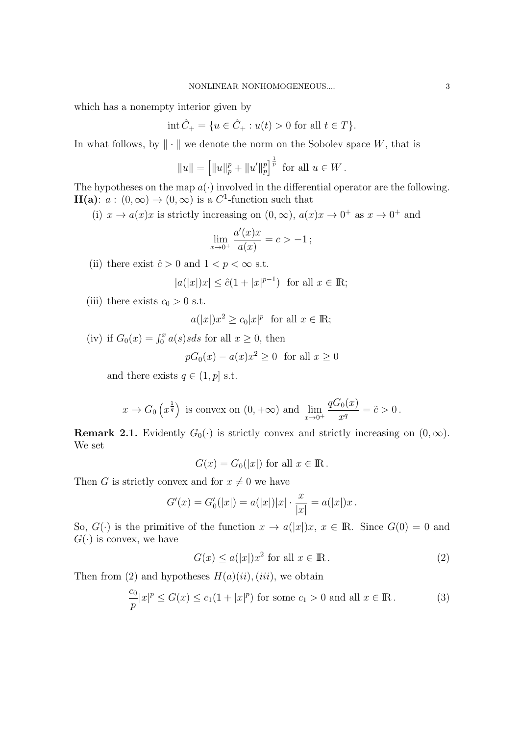which has a nonempty interior given by

$$\operatorname{int} \hat{C}_+ = \{u \in \hat{C}_+ : u(t) > 0 \text{ for all } t \in T\}.$$

In what follows, by $\| \cdot \|$ we denote the norm on the Sobolev space $W$, that is

$$\|u\| = \left[\|u\|_p^p + \|u'\|_p^p\right]^{\frac{1}{p}} \text{ for all } u \in W\,.$$

The hypotheses on the map $a(\cdot)$ involved in the differential operator are the following.
**H(a)**: $a:\,(0,\infty) \to (0,\infty)$ is a $C^1$-function such that

(i) $x \to a(x)x$ is strictly increasing on $(0,\infty)$, $a(x)x \to 0^+$ as $x \to 0^+$ and

$$\lim_{x\to 0^+} \frac{a'(x)x}{a(x)} = c > -1\,;$$

(ii) there exist $\hat{c} > 0$ and $1 < p < \infty$ s.t.

$$|a(|x|)x| \leq \hat{c}(1 + |x|^{p-1}) \text{ for all } x \in \mathbb{R};$$

(iii) there exists $c_0 > 0$ s.t.

$$a(|x|)x^2 \geq c_0|x|^p \text{ for all } x \in \mathbb{R};$$

(iv) if $G_0(x) = \int_0^x a(s)sds$ for all $x \geq 0$, then

$$pG_0(x) - a(x)x^2 \geq 0 \text{ for all } x \geq 0$$

and there exists $q \in (1,p]$ s.t.

$$x \to G_0\left(x^{\frac{1}{q}}\right) \text{ is convex on } (0,+\infty) \text{ and } \lim_{x\to 0^+} \frac{qG_0(x)}{x^q} = \tilde{c} > 0\,.$$

**Remark 2.1.** Evidently $G_0(\cdot)$ is strictly convex and strictly increasing on $(0,\infty)$. We set

$$G(x) = G_0(|x|) \text{ for all } x \in \mathbb{R}\,.$$

Then $G$ is strictly convex and for $x \neq 0$ we have

$$G'(x) = G_0'(|x|) = a(|x|)|x| \cdot \frac{x}{|x|} = a(|x|)x\,.$$

So, $G(\cdot)$ is the primitive of the function $x \to a(|x|)x$, $x \in \mathbb{R}$. Since $G(0) = 0$ and $G(\cdot)$ is convex, we have

$$G(x) \leq a(|x|)x^2 \text{ for all } x \in \mathbb{R}\,. \tag{2}$$

Then from (2) and hypotheses $H(a)(ii),(iii)$, we obtain

$$\frac{c_0}{p}|x|^p \leq G(x) \leq c_1(1 + |x|^p) \text{ for some } c_1 > 0 \text{ and all } x \in \mathbb{R}\,. \tag{3}$$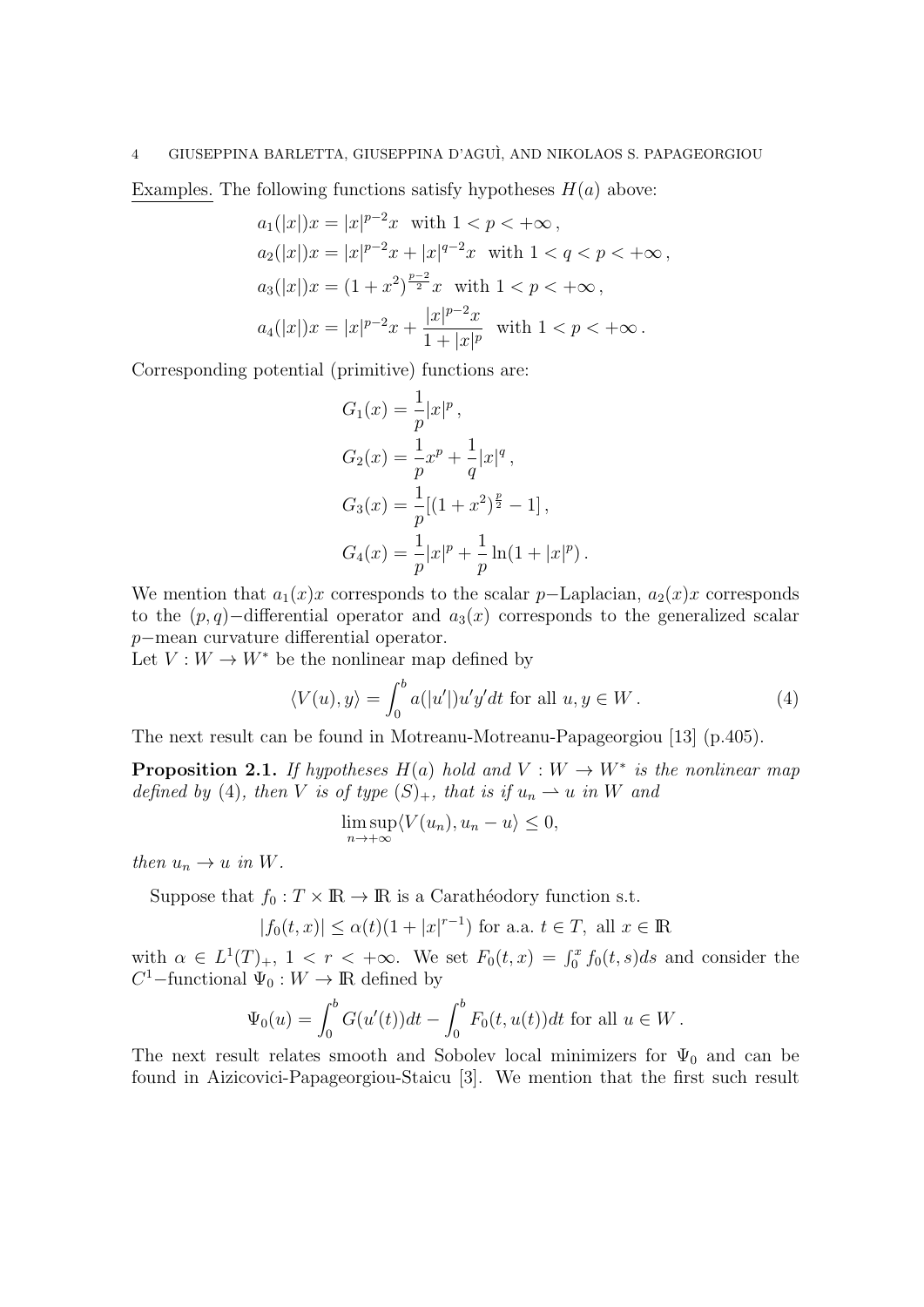Examples. The following functions satisfy hypotheses $H(a)$ above:

$$
\begin{aligned}
&a_1(|x|)x = |x|^{p-2}x \quad \text{with } 1 < p < +\infty\,,\\
&a_2(|x|)x = |x|^{p-2}x + |x|^{q-2}x \quad \text{with } 1 < q < p < +\infty\,,\\
&a_3(|x|)x = (1+x^2)^{\frac{p-2}{2}}x \quad \text{with } 1 < p < +\infty\,,\\
&a_4(|x|)x = |x|^{p-2}x + \frac{|x|^{p-2}x}{1+|x|^p} \quad \text{with } 1 < p < +\infty\,.
\end{aligned}
$$

Corresponding potential (primitive) functions are:

$$
\begin{aligned}
&G_1(x) = \frac{1}{p}|x|^p\,,\\
&G_2(x) = \frac{1}{p}x^p + \frac{1}{q}|x|^q\,,\\
&G_3(x) = \frac{1}{p}[(1+x^2)^{\frac{p}{2}} - 1]\,,\\
&G_4(x) = \frac{1}{p}|x|^p + \frac{1}{p}\ln(1+|x|^p)\,.
\end{aligned}
$$

We mention that $a_1(x)x$ corresponds to the scalar $p-$Laplacian, $a_2(x)x$ corresponds to the $(p,q)-$differential operator and $a_3(x)$ corresponds to the generalized scalar $p-$mean curvature differential operator.
Let $V : W \to W^*$ be the nonlinear map defined by

$$
\langle V(u), y\rangle = \int_0^b a(|u'|)u'y'dt \text{ for all } u, y \in W\,. \tag{4}
$$

The next result can be found in Motreanu-Motreanu-Papageorgiou [13] (p.405).

**Proposition 2.1.** *If hypotheses $H(a)$ hold and $V : W \to W^*$ is the nonlinear map defined by (4), then $V$ is of type $(S)_+$, that is if $u_n \rightharpoonup u$ in $W$ and*

$$
\limsup_{n\to+\infty}\langle V(u_n), u_n - u\rangle \leq 0,
$$

*then $u_n \to u$ in $W$.*

Suppose that $f_0 : T \times \mathbb{R} \to \mathbb{R}$ is a Carathéodory function s.t.

$$
|f_0(t,x)| \leq \alpha(t)(1 + |x|^{r-1}) \text{ for a.a. } t \in T, \text{ all } x \in \mathbb{R}
$$

with $\alpha \in L^1(T)_+$, $1 < r < +\infty$. We set $F_0(t,x) = \int_0^x f_0(t,s)ds$ and consider the $C^1-$functional $\Psi_0 : W \to \mathbb{R}$ defined by

$$
\Psi_0(u) = \int_0^b G(u'(t))dt - \int_0^b F_0(t, u(t))dt \text{ for all } u \in W\,.
$$

The next result relates smooth and Sobolev local minimizers for $\Psi_0$ and can be found in Aizicovici-Papageorgiou-Staicu [3]. We mention that the first such result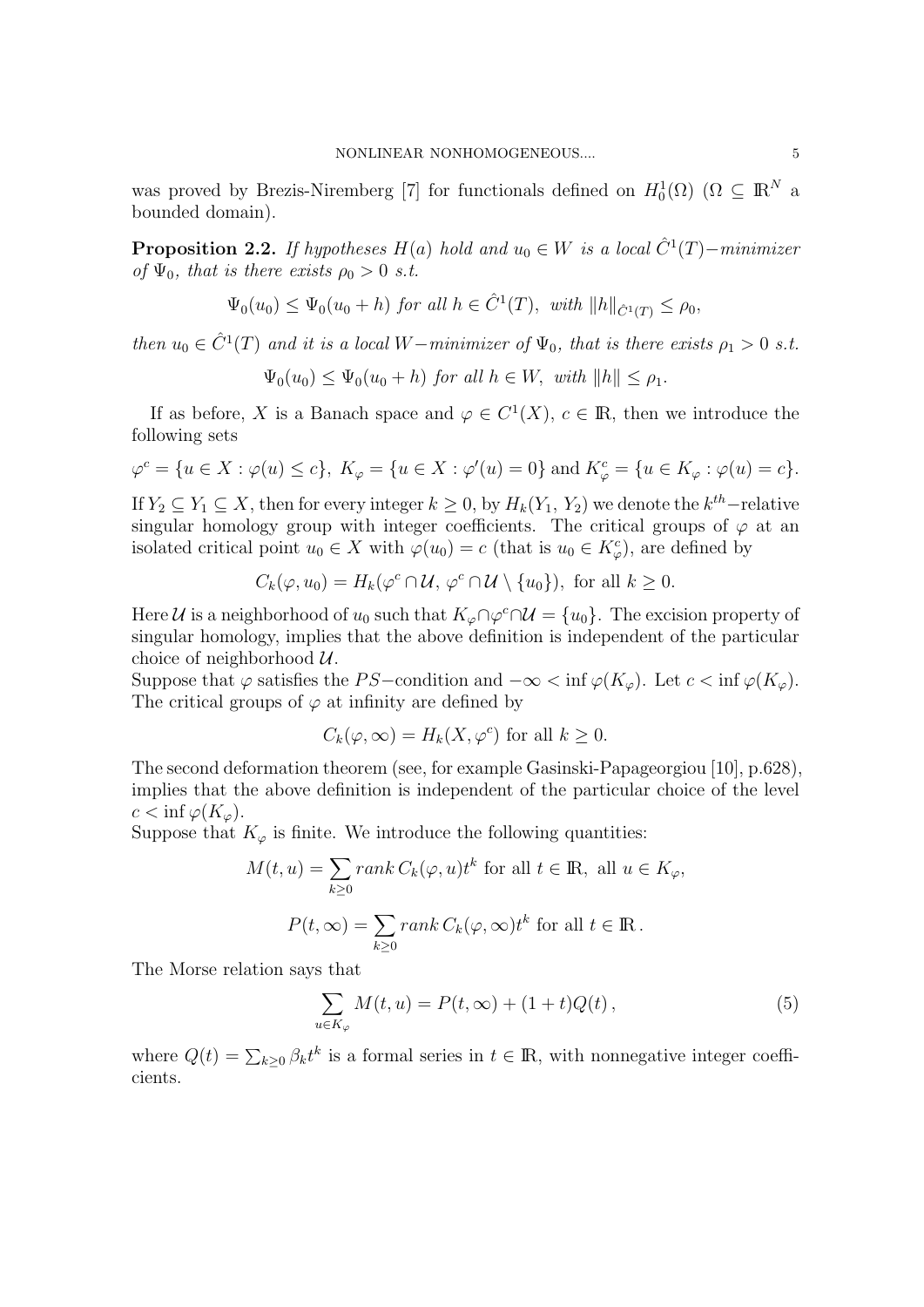was proved by Brezis-Niremberg [7] for functionals defined on $H_0^1(\Omega)$ ($\Omega \subseteq \mathbb{R}^N$ a bounded domain).

**Proposition 2.2.** *If hypotheses $H(a)$ hold and $u_0 \in W$ is a local $\hat{C}^1(T)-$minimizer of $\Psi_0$, that is there exists $\rho_0 > 0$ s.t.*

$$\Psi_0(u_0) \leq \Psi_0(u_0 + h) \text{ for all } h \in \hat{C}^1(T), \text{ with } \|h\|_{\hat{C}^1(T)} \leq \rho_0,$$

*then $u_0 \in \hat{C}^1(T)$ and it is a local $W-$minimizer of $\Psi_0$, that is there exists $\rho_1 > 0$ s.t.*

$$\Psi_0(u_0) \leq \Psi_0(u_0 + h) \text{ for all } h \in W, \text{ with } \|h\| \leq \rho_1.$$

If as before, $X$ is a Banach space and $\varphi \in C^1(X)$, $c \in \mathbb{R}$, then we introduce the following sets

$$\varphi^c = \{u \in X : \varphi(u) \leq c\},\ K_\varphi = \{u \in X : \varphi'(u) = 0\} \text{ and } K_\varphi^c = \{u \in K_\varphi : \varphi(u) = c\}.$$

If $Y_2 \subseteq Y_1 \subseteq X$, then for every integer $k \geq 0$, by $H_k(Y_1, Y_2)$ we denote the $k^{th}-$relative singular homology group with integer coefficients. The critical groups of $\varphi$ at an isolated critical point $u_0 \in X$ with $\varphi(u_0) = c$ (that is $u_0 \in K_\varphi^c$), are defined by

$$C_k(\varphi, u_0) = H_k(\varphi^c \cap \mathcal{U},\ \varphi^c \cap \mathcal{U} \setminus \{u_0\}), \text{ for all } k \geq 0.$$

Here $\mathcal{U}$ is a neighborhood of $u_0$ such that $K_\varphi \cap \varphi^c \cap \mathcal{U} = \{u_0\}$. The excision property of singular homology, implies that the above definition is independent of the particular choice of neighborhood $\mathcal{U}$.
Suppose that $\varphi$ satisfies the $PS-$condition and $-\infty < \inf \varphi(K_\varphi)$. Let $c < \inf \varphi(K_\varphi)$. The critical groups of $\varphi$ at infinity are defined by

$$C_k(\varphi, \infty) = H_k(X, \varphi^c) \text{ for all } k \geq 0.$$

The second deformation theorem (see, for example Gasinski-Papageorgiou [10], p.628), implies that the above definition is independent of the particular choice of the level $c < \inf \varphi(K_\varphi)$.
Suppose that $K_\varphi$ is finite. We introduce the following quantities:

$$M(t, u) = \sum_{k \geq 0} rank\, C_k(\varphi, u) t^k \text{ for all } t \in \mathbb{R}, \text{ all } u \in K_\varphi,$$

$$P(t, \infty) = \sum_{k \geq 0} rank\, C_k(\varphi, \infty) t^k \text{ for all } t \in \mathbb{R}.$$

The Morse relation says that

$$\sum_{u \in K_\varphi} M(t, u) = P(t, \infty) + (1 + t)Q(t)\,, \tag{5}$$

where $Q(t) = \sum_{k \geq 0} \beta_k t^k$ is a formal series in $t \in \mathbb{R}$, with nonnegative integer coefficients.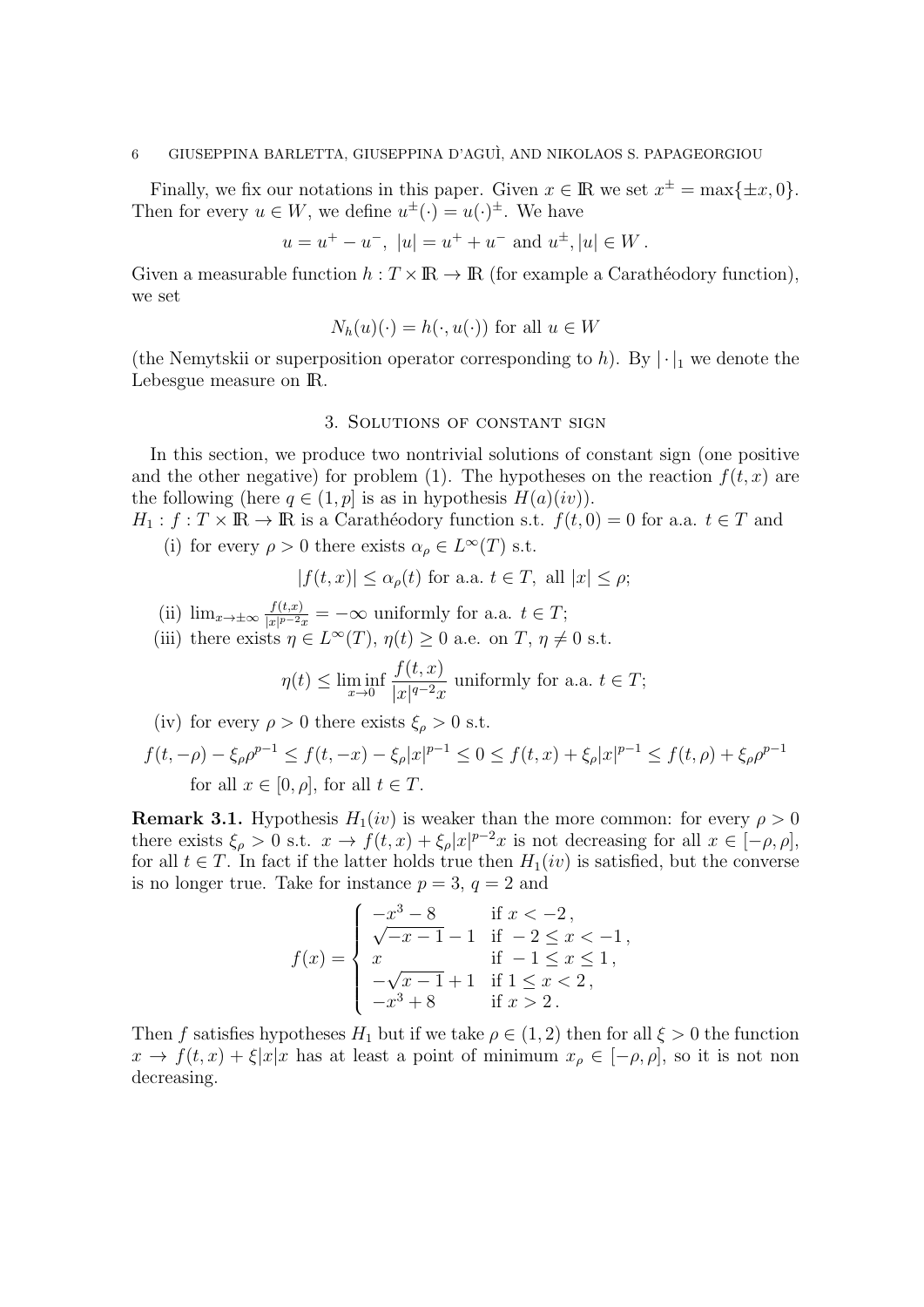Finally, we fix our notations in this paper. Given $x \in \mathbb{R}$ we set $x^{\pm} = \max\{\pm x, 0\}$. Then for every $u \in W$, we define $u^{\pm}(\cdot) = u(\cdot)^{\pm}$. We have

$$u = u^+ - u^-, \ |u| = u^+ + u^- \text{ and } u^{\pm}, |u| \in W\,.$$

Given a measurable function $h : T \times \mathbb{R} \to \mathbb{R}$ (for example a Carathéodory function), we set

$$N_h(u)(\cdot) = h(\cdot, u(\cdot)) \text{ for all } u \in W$$

(the Nemytskii or superposition operator corresponding to $h$). By $|\cdot|_1$ we denote the Lebesgue measure on $\mathbb{R}$.

## 3. Solutions of constant sign

In this section, we produce two nontrivial solutions of constant sign (one positive and the other negative) for problem (1). The hypotheses on the reaction $f(t, x)$ are the following (here $q \in (1, p]$ is as in hypothesis $H(a)(iv)$).

$H_1$ : $f : T \times \mathbb{R} \to \mathbb{R}$ is a Carathéodory function s.t. $f(t, 0) = 0$ for a.a. $t \in T$ and

(i) for every $\rho > 0$ there exists $\alpha_\rho \in L^\infty(T)$ s.t.

$$|f(t, x)| \le \alpha_\rho(t) \text{ for a.a. } t \in T, \text{ all } |x| \le \rho;$$

(ii) $\lim_{x \to \pm\infty} \frac{f(t,x)}{|x|^{p-2}x} = -\infty$ uniformly for a.a. $t \in T$;

(iii) there exists $\eta \in L^\infty(T)$, $\eta(t) \ge 0$ a.e. on $T$, $\eta \ne 0$ s.t.

$$\eta(t) \le \liminf_{x \to 0} \frac{f(t,x)}{|x|^{q-2}x} \text{ uniformly for a.a. } t \in T;$$

(iv) for every $\rho > 0$ there exists $\xi_\rho > 0$ s.t.

$$f(t, -\rho) - \xi_\rho \rho^{p-1} \le f(t, -x) - \xi_\rho |x|^{p-1} \le 0 \le f(t, x) + \xi_\rho |x|^{p-1} \le f(t, \rho) + \xi_\rho \rho^{p-1}$$

for all $x \in [0, \rho]$, for all $t \in T$.

**Remark 3.1.** Hypothesis $H_1(iv)$ is weaker than the more common: for every $\rho > 0$ there exists $\xi_\rho > 0$ s.t. $x \to f(t, x) + \xi_\rho |x|^{p-2}x$ is not decreasing for all $x \in [-\rho, \rho]$, for all $t \in T$. In fact if the latter holds true then $H_1(iv)$ is satisfied, but the converse is no longer true. Take for instance $p = 3$, $q = 2$ and

$$f(x) = \begin{cases} -x^3 - 8 & \text{if } x < -2\,, \\ \sqrt{-x-1} - 1 & \text{if } -2 \le x < -1\,, \\ x & \text{if } -1 \le x \le 1\,, \\ -\sqrt{x-1} + 1 & \text{if } 1 \le x < 2\,, \\ -x^3 + 8 & \text{if } x > 2\,. \end{cases}$$

Then $f$ satisfies hypotheses $H_1$ but if we take $\rho \in (1, 2)$ then for all $\xi > 0$ the function $x \to f(t, x) + \xi |x| x$ has at least a point of minimum $x_\rho \in [-\rho, \rho]$, so it is not non decreasing.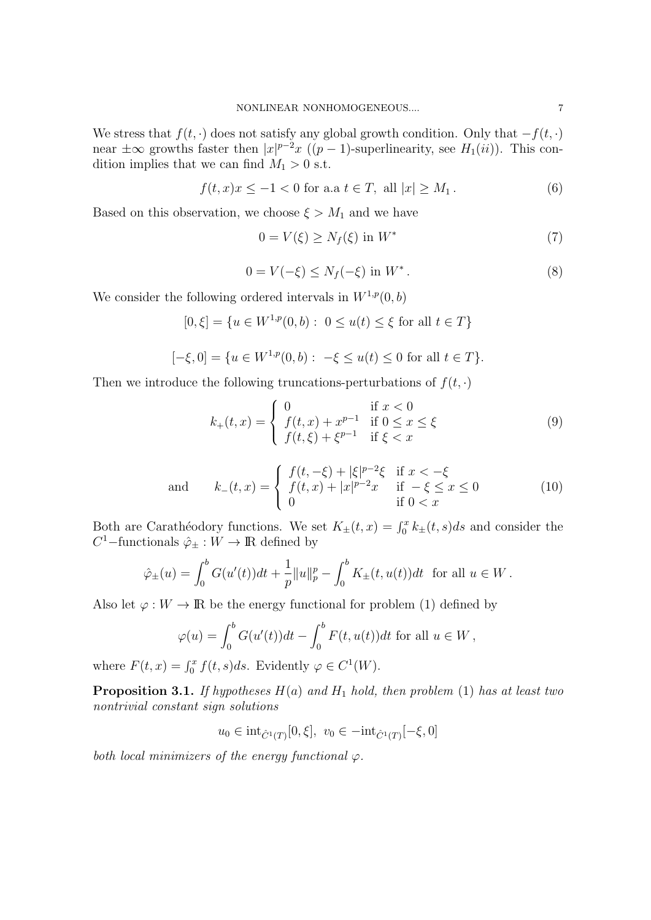We stress that $f(t, \cdot)$ does not satisfy any global growth condition. Only that $-f(t, \cdot)$ near $\pm\infty$ growths faster then $|x|^{p-2}x$ ($(p-1)$-superlinearity, see $H_1(ii)$). This condition implies that we can find $M_1 > 0$ s.t.

$$f(t, x)x \leq -1 < 0 \text{ for a.a } t \in T, \text{ all } |x| \geq M_1 . \tag{6}$$

Based on this observation, we choose $\xi > M_1$ and we have

$$0 = V(\xi) \geq N_f(\xi) \text{ in } W^* \tag{7}$$

$$0 = V(-\xi) \leq N_f(-\xi) \text{ in } W^* . \tag{8}$$

We consider the following ordered intervals in $W^{1,p}(0, b)$

$$[0, \xi] = \{u \in W^{1,p}(0, b) : \ 0 \leq u(t) \leq \xi \text{ for all } t \in T\}$$

$$[-\xi, 0] = \{u \in W^{1,p}(0, b) : \ -\xi \leq u(t) \leq 0 \text{ for all } t \in T\}.$$

Then we introduce the following truncations-perturbations of $f(t, \cdot)$

$$k_+(t, x) = \begin{cases} 0 & \text{if } x < 0 \\ f(t, x) + x^{p-1} & \text{if } 0 \leq x \leq \xi \\ f(t, \xi) + \xi^{p-1} & \text{if } \xi < x \end{cases} \tag{9}$$

$$\text{and} \qquad k_-(t, x) = \begin{cases} f(t, -\xi) + |\xi|^{p-2}\xi & \text{if } x < -\xi \\ f(t, x) + |x|^{p-2}x & \text{if } -\xi \leq x \leq 0 \\ 0 & \text{if } 0 < x \end{cases} \tag{10}$$

Both are Carathéodory functions. We set $K_\pm(t, x) = \int_0^x k_\pm(t, s)ds$ and consider the $C^1-$functionals $\hat{\varphi}_\pm : W \to \mathbb{R}$ defined by

$$\hat{\varphi}_\pm(u) = \int_0^b G(u'(t))dt + \frac{1}{p}\|u\|_p^p - \int_0^b K_\pm(t, u(t))dt \ \text{ for all } u \in W .$$

Also let $\varphi : W \to \mathbb{R}$ be the energy functional for problem (1) defined by

$$\varphi(u) = \int_0^b G(u'(t))dt - \int_0^b F(t, u(t))dt \text{ for all } u \in W ,$$

where $F(t, x) = \int_0^x f(t, s)ds$. Evidently $\varphi \in C^1(W)$.

**Proposition 3.1.** *If hypotheses $H(a)$ and $H_1$ hold, then problem* (1) *has at least two nontrivial constant sign solutions*

$$u_0 \in \text{int}_{\hat{C}^1(T)}[0, \xi], \ v_0 \in -\text{int}_{\hat{C}^1(T)}[-\xi, 0]$$

*both local minimizers of the energy functional $\varphi$.*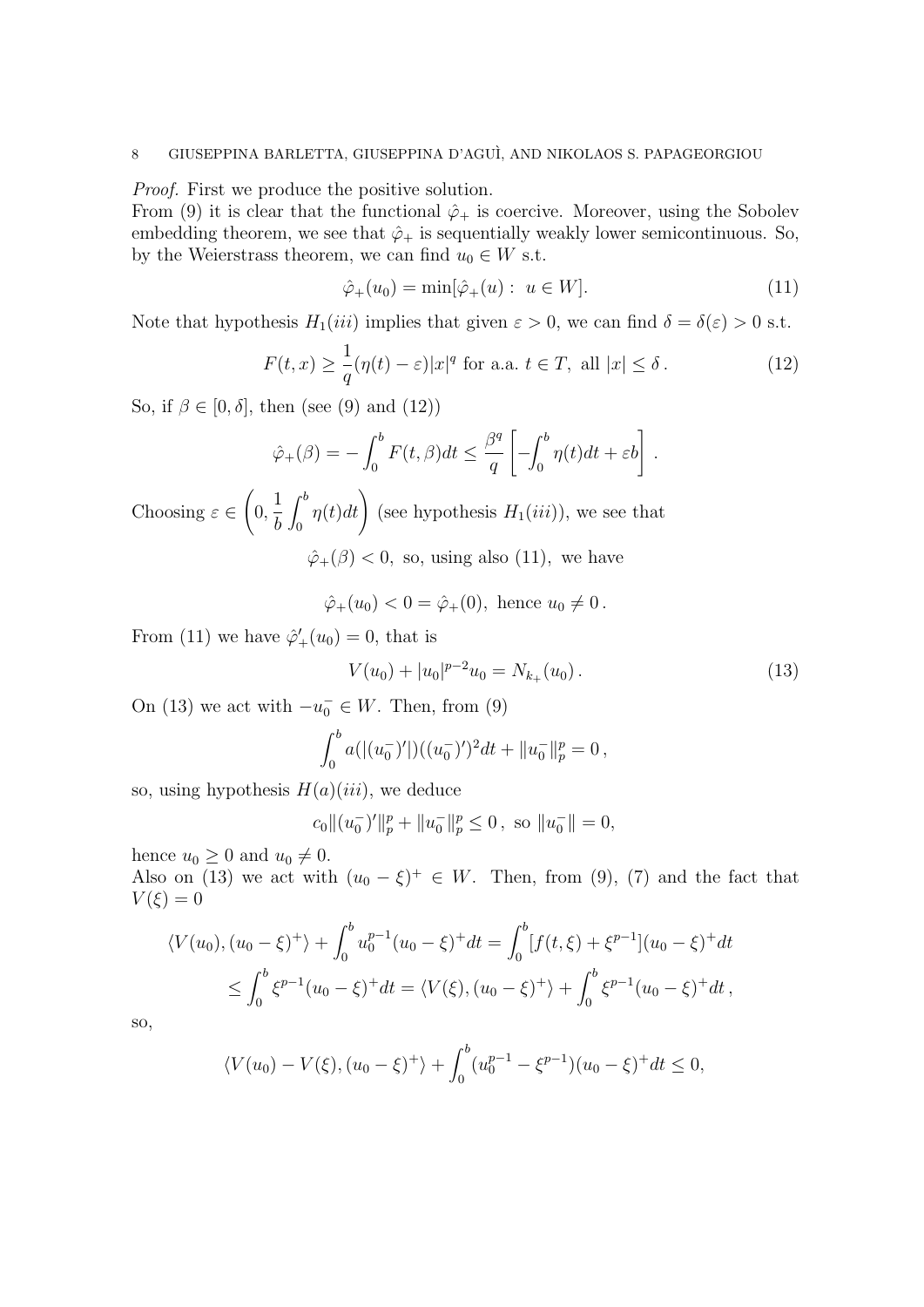*Proof.* First we produce the positive solution.
From (9) it is clear that the functional $\hat{\varphi}_+$ is coercive. Moreover, using the Sobolev embedding theorem, we see that $\hat{\varphi}_+$ is sequentially weakly lower semicontinuous. So, by the Weierstrass theorem, we can find $u_0 \in W$ s.t.

$$\hat{\varphi}_+(u_0) = \min[\hat{\varphi}_+(u) : \ u \in W]. \tag{11}$$

Note that hypothesis $H_1(iii)$ implies that given $\varepsilon > 0$, we can find $\delta = \delta(\varepsilon) > 0$ s.t.

$$F(t,x) \geq \frac{1}{q}(\eta(t) - \varepsilon)|x|^q \text{ for a.a. } t \in T, \text{ all } |x| \leq \delta\,. \tag{12}$$

So, if $\beta \in [0, \delta]$, then (see (9) and (12))

$$\hat{\varphi}_+(\beta) = -\int_0^b F(t,\beta)dt \leq \frac{\beta^q}{q}\left[-\int_0^b \eta(t)dt + \varepsilon b\right].$$

Choosing $\varepsilon \in \left(0, \dfrac{1}{b}\displaystyle\int_0^b \eta(t)dt\right)$ (see hypothesis $H_1(iii)$), we see that

$$\hat{\varphi}_+(\beta) < 0, \text{ so, using also (11), we have}$$

$$\hat{\varphi}_+(u_0) < 0 = \hat{\varphi}_+(0), \text{ hence } u_0 \neq 0\,.$$

From (11) we have $\hat{\varphi}_+'(u_0) = 0$, that is

$$V(u_0) + |u_0|^{p-2}u_0 = N_{k_+}(u_0)\,. \tag{13}$$

On (13) we act with $-u_0^- \in W$. Then, from (9)

$$\int_0^b a(|(u_0^-)'|)((u_0^-)')^2 dt + \|u_0^-\|_p^p = 0\,,$$

so, using hypothesis $H(a)(iii)$, we deduce

$$c_0\|(u_0^-)'\|_p^p + \|u_0^-\|_p^p \leq 0\,, \text{ so } \|u_0^-\| = 0,$$

hence $u_0 \geq 0$ and $u_0 \neq 0$.
Also on (13) we act with $(u_0 - \xi)^+ \in W$. Then, from (9), (7) and the fact that $V(\xi) = 0$

$$\langle V(u_0), (u_0 - \xi)^+\rangle + \int_0^b u_0^{p-1}(u_0 - \xi)^+ dt = \int_0^b [f(t,\xi) + \xi^{p-1}](u_0 - \xi)^+ dt$$
$$\leq \int_0^b \xi^{p-1}(u_0 - \xi)^+ dt = \langle V(\xi), (u_0 - \xi)^+\rangle + \int_0^b \xi^{p-1}(u_0 - \xi)^+ dt\,,$$

so,

$$\langle V(u_0) - V(\xi), (u_0 - \xi)^+\rangle + \int_0^b (u_0^{p-1} - \xi^{p-1})(u_0 - \xi)^+ dt \leq 0,$$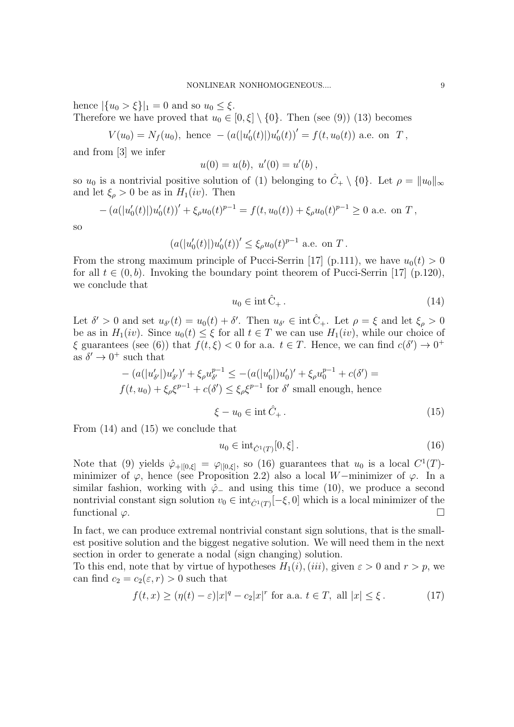hence $|\{u_0 > \xi\}|_1 = 0$ and so $u_0 \leq \xi$.
Therefore we have proved that $u_0 \in [0, \xi] \setminus \{0\}$. Then (see (9)) (13) becomes

$$V(u_0) = N_f(u_0), \text{ hence } -\left(a(|u_0'(t)|)u_0'(t)\right)' = f(t, u_0(t)) \text{ a.e. on } T\,,$$

and from [3] we infer

$$u(0) = u(b),\ u'(0) = u'(b)\,,$$

so $u_0$ is a nontrivial positive solution of (1) belonging to $\hat{C}_+ \setminus \{0\}$. Let $\rho = \|u_0\|_\infty$ and let $\xi_\rho > 0$ be as in $H_1(iv)$. Then

$$-\left(a(|u_0'(t)|)u_0'(t)\right)' + \xi_\rho u_0(t)^{p-1} = f(t, u_0(t)) + \xi_\rho u_0(t)^{p-1} \geq 0 \text{ a.e. on } T\,,$$

so

$$\left(a(|u_0'(t)|)u_0'(t)\right)' \leq \xi_\rho u_0(t)^{p-1} \text{ a.e. on } T\,.$$

From the strong maximum principle of Pucci-Serrin [17] (p.111), we have $u_0(t) > 0$ for all $t \in (0, b)$. Invoking the boundary point theorem of Pucci-Serrin [17] (p.120), we conclude that

$$u_0 \in \operatorname{int} \hat{\mathrm{C}}_+\,. \tag{14}$$

Let $\delta' > 0$ and set $u_{\delta'}(t) = u_0(t) + \delta'$. Then $u_{\delta'} \in \operatorname{int} \hat{\mathrm{C}}_+$. Let $\rho = \xi$ and let $\xi_\rho > 0$ be as in $H_1(iv)$. Since $u_0(t) \leq \xi$ for all $t \in T$ we can use $H_1(iv)$, while our choice of $\xi$ guarantees (see (6)) that $f(t, \xi) < 0$ for a.a. $t \in T$. Hence, we can find $c(\delta') \to 0^+$ as $\delta' \to 0^+$ such that

$$\begin{aligned}
&-\left(a(|u_{\delta'}'|)u_{\delta'}'\right)' + \xi_\rho u_{\delta'}^{p-1} \leq -\left(a(|u_0'|)u_0'\right)' + \xi_\rho u_0^{p-1} + c(\delta') = \\
&f(t, u_0) + \xi_\rho \xi^{p-1} + c(\delta') \leq \xi_\rho \xi^{p-1} \text{ for } \delta' \text{ small enough, hence}
\end{aligned}$$

$$\xi - u_0 \in \operatorname{int} \hat{C}_+\,. \tag{15}$$

From (14) and (15) we conclude that

$$u_0 \in \operatorname{int}_{\hat{C}^1(T)}[0, \xi]\,. \tag{16}$$

Note that (9) yields $\hat{\varphi}_{+|[0,\xi]} = \varphi_{|[0,\xi]}$, so (16) guarantees that $u_0$ is a local $C^1(T)$-minimizer of $\varphi$, hence (see Proposition 2.2) also a local $W-$minimizer of $\varphi$. In a similar fashion, working with $\hat{\varphi}_-$ and using this time (10), we produce a second nontrivial constant sign solution $v_0 \in \operatorname{int}_{\hat{C}^1(T)}[-\xi, 0]$ which is a local minimizer of the functional $\varphi$. $\square$

In fact, we can produce extremal nontrivial constant sign solutions, that is the smallest positive solution and the biggest negative solution. We will need them in the next section in order to generate a nodal (sign changing) solution.
To this end, note that by virtue of hypotheses $H_1(i), (iii)$, given $\varepsilon > 0$ and $r > p$, we can find $c_2 = c_2(\varepsilon, r) > 0$ such that

$$f(t, x) \geq (\eta(t) - \varepsilon)|x|^q - c_2|x|^r \text{ for a.a. } t \in T, \text{ all } |x| \leq \xi\,. \tag{17}$$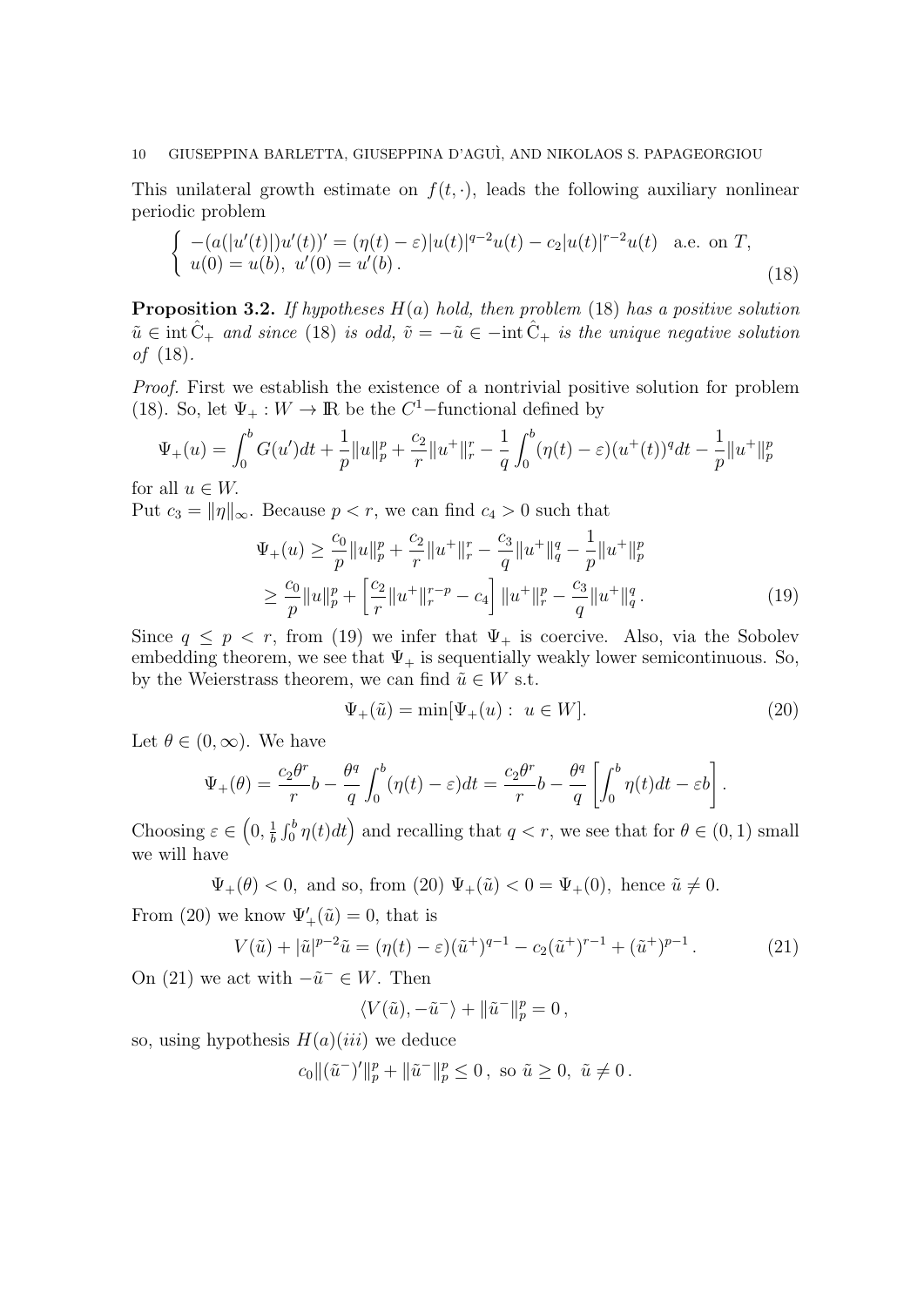This unilateral growth estimate on $f(t,\cdot)$, leads the following auxiliary nonlinear periodic problem

$$
\begin{cases} -(a(|u'(t)|)u'(t))' = (\eta(t) - \varepsilon)|u(t)|^{q-2}u(t) - c_2|u(t)|^{r-2}u(t) \quad \text{a.e. on } T, \\ u(0) = u(b),\ u'(0) = u'(b)\,. \end{cases} \tag{18}
$$

**Proposition 3.2.** *If hypotheses $H(a)$ hold, then problem* (18) *has a positive solution $\tilde{u} \in \operatorname{int} \hat{C}_+$ and since* (18) *is odd, $\tilde{v} = -\tilde{u} \in -\operatorname{int} \hat{C}_+$ is the unique negative solution of* (18).

*Proof.* First we establish the existence of a nontrivial positive solution for problem (18). So, let $\Psi_+ : W \to \mathbb{R}$ be the $C^1-$functional defined by

$$
\Psi_+(u) = \int_0^b G(u')dt + \frac{1}{p}\|u\|_p^p + \frac{c_2}{r}\|u^+\|_r^r - \frac{1}{q}\int_0^b (\eta(t) - \varepsilon)(u^+(t))^q dt - \frac{1}{p}\|u^+\|_p^p
$$

for all $u \in W$.

Put $c_3 = \|\eta\|_\infty$. Because $p < r$, we can find $c_4 > 0$ such that

$$
\begin{aligned}
\Psi_+(u) &\geq \frac{c_0}{p}\|u\|_p^p + \frac{c_2}{r}\|u^+\|_r^r - \frac{c_3}{q}\|u^+\|_q^q - \frac{1}{p}\|u^+\|_p^p \\
&\geq \frac{c_0}{p}\|u\|_p^p + \left[\frac{c_2}{r}\|u^+\|_r^{r-p} - c_4\right]\|u^+\|_r^p - \frac{c_3}{q}\|u^+\|_q^q\,.
\end{aligned} \tag{19}
$$

Since $q \leq p < r$, from (19) we infer that $\Psi_+$ is coercive. Also, via the Sobolev embedding theorem, we see that $\Psi_+$ is sequentially weakly lower semicontinuous. So, by the Weierstrass theorem, we can find $\tilde{u} \in W$ s.t.

$$
\Psi_+(\tilde{u}) = \min[\Psi_+(u) :\ u \in W]. \tag{20}
$$

Let $\theta \in (0, \infty)$. We have

$$
\Psi_+(\theta) = \frac{c_2\theta^r}{r}b - \frac{\theta^q}{q}\int_0^b (\eta(t) - \varepsilon)dt = \frac{c_2\theta^r}{r}b - \frac{\theta^q}{q}\left[\int_0^b \eta(t)dt - \varepsilon b\right].
$$

Choosing $\varepsilon \in \left(0, \frac{1}{b}\int_0^b \eta(t)dt\right)$ and recalling that $q < r$, we see that for $\theta \in (0,1)$ small we will have

$$
\Psi_+(\theta) < 0, \text{ and so, from (20) } \Psi_+(\tilde{u}) < 0 = \Psi_+(0), \text{ hence } \tilde{u} \neq 0.
$$

From (20) we know $\Psi_+'(\tilde{u}) = 0$, that is

$$
V(\tilde{u}) + |\tilde{u}|^{p-2}\tilde{u} = (\eta(t) - \varepsilon)(\tilde{u}^+)^{q-1} - c_2(\tilde{u}^+)^{r-1} + (\tilde{u}^+)^{p-1}\,. \tag{21}
$$

On (21) we act with $-\tilde{u}^- \in W$. Then

$$
\langle V(\tilde{u}), -\tilde{u}^-\rangle + \|\tilde{u}^-\|_p^p = 0\,,
$$

so, using hypothesis $H(a)(iii)$ we deduce

$$
c_0\|(\tilde{u}^-)'\|_p^p + \|\tilde{u}^-\|_p^p \leq 0\,, \text{ so } \tilde{u} \geq 0,\ \tilde{u} \neq 0\,.
$$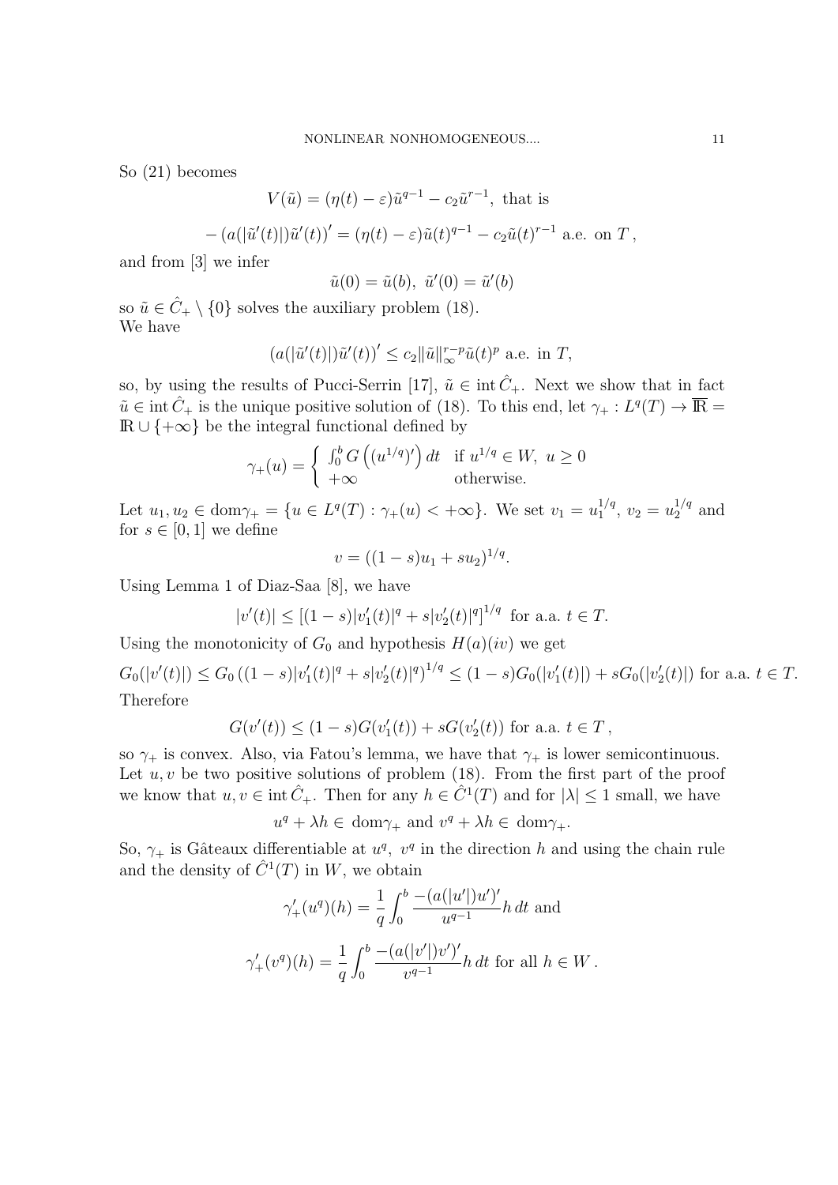So (21) becomes

$$V(\tilde{u}) = (\eta(t) - \varepsilon)\tilde{u}^{q-1} - c_2\tilde{u}^{r-1}, \text{ that is}$$

$$-\left(a(|\tilde{u}'(t)|)\tilde{u}'(t)\right)' = (\eta(t) - \varepsilon)\tilde{u}(t)^{q-1} - c_2\tilde{u}(t)^{r-1} \text{ a.e. on } T\,,$$

and from [3] we infer

$$\tilde{u}(0) = \tilde{u}(b),\ \tilde{u}'(0) = \tilde{u}'(b)$$

so $\tilde{u} \in \hat{C}_+ \setminus \{0\}$ solves the auxiliary problem (18).
We have

$$\left(a(|\tilde{u}'(t)|)\tilde{u}'(t)\right)' \leq c_2\|\tilde{u}\|_\infty^{r-p}\tilde{u}(t)^p \text{ a.e. in } T,$$

so, by using the results of Pucci-Serrin [17], $\tilde{u} \in \operatorname{int}\hat{C}_+$. Next we show that in fact $\tilde{u} \in \operatorname{int}\hat{C}_+$ is the unique positive solution of (18). To this end, let $\gamma_+ : L^q(T) \to \overline{\mathbb{R}} = \mathbb{R} \cup \{+\infty\}$ be the integral functional defined by

$$\gamma_+(u) = \begin{cases} \int_0^b G\left((u^{1/q})'\right) dt & \text{if } u^{1/q} \in W,\ u \geq 0 \\ +\infty & \text{otherwise.} \end{cases}$$

Let $u_1, u_2 \in \operatorname{dom}\gamma_+ = \{u \in L^q(T) : \gamma_+(u) < +\infty\}$. We set $v_1 = u_1^{1/q}$, $v_2 = u_2^{1/q}$ and for $s \in [0,1]$ we define

$$v = ((1-s)u_1 + su_2)^{1/q}.$$

Using Lemma 1 of Diaz-Saa [8], we have

$$|v'(t)| \leq \left[(1-s)|v_1'(t)|^q + s|v_2'(t)|^q\right]^{1/q} \text{ for a.a. } t \in T.$$

Using the monotonicity of $G_0$ and hypothesis $H(a)(iv)$ we get

$$G_0(|v'(t)|) \leq G_0\left((1-s)|v_1'(t)|^q + s|v_2'(t)|^q\right)^{1/q} \leq (1-s)G_0(|v_1'(t)|) + sG_0(|v_2'(t)|) \text{ for a.a. } t \in T.$$

Therefore

$$G(v'(t)) \leq (1-s)G(v_1'(t)) + sG(v_2'(t)) \text{ for a.a. } t \in T\,,$$

so $\gamma_+$ is convex. Also, via Fatou's lemma, we have that $\gamma_+$ is lower semicontinuous.
Let $u, v$ be two positive solutions of problem (18). From the first part of the proof we know that $u, v \in \operatorname{int}\hat{C}_+$. Then for any $h \in \hat{C}^1(T)$ and for $|\lambda| \leq 1$ small, we have

$$u^q + \lambda h \in \operatorname{dom}\gamma_+ \text{ and } v^q + \lambda h \in \operatorname{dom}\gamma_+.$$

So, $\gamma_+$ is Gâteaux differentiable at $u^q$, $v^q$ in the direction $h$ and using the chain rule and the density of $\hat{C}^1(T)$ in $W$, we obtain

$$\gamma_+'(u^q)(h) = \frac{1}{q}\int_0^b \frac{-(a(|u'|)u')'}{u^{q-1}} h\, dt \text{ and}$$

$$\gamma_+'(v^q)(h) = \frac{1}{q}\int_0^b \frac{-(a(|v'|)v')'}{v^{q-1}} h\, dt \text{ for all } h \in W\,.$$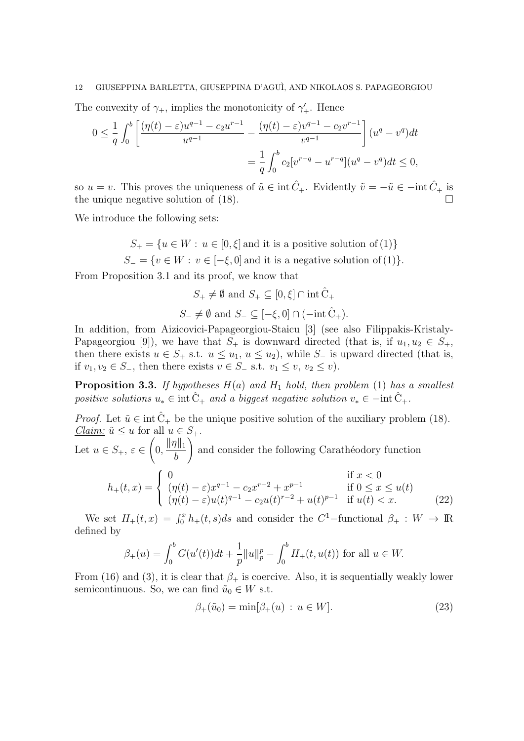The convexity of $\gamma_+$, implies the monotonicity of $\gamma_+'$. Hence

$$0 \leq \frac{1}{q}\int_0^b \left[\frac{(\eta(t)-\varepsilon)u^{q-1}-c_2u^{r-1}}{u^{q-1}} - \frac{(\eta(t)-\varepsilon)v^{q-1}-c_2v^{r-1}}{v^{q-1}}\right](u^q-v^q)dt$$
$$= \frac{1}{q}\int_0^b c_2[v^{r-q}-u^{r-q}](u^q-v^q)dt \leq 0,$$

so $u=v$. This proves the uniqueness of $\tilde{u} \in \operatorname{int}\hat{C}_+$. Evidently $\tilde{v} = -\tilde{u} \in -\operatorname{int}\hat{C}_+$ is the unique negative solution of (18). $\square$

We introduce the following sets:

$$S_+ = \{u \in W : u \in [0,\xi] \text{ and it is a positive solution of (1)}\}$$
$$S_- = \{v \in W : v \in [-\xi,0] \text{ and it is a negative solution of (1)}\}.$$

From Proposition 3.1 and its proof, we know that

$$S_+ \neq \emptyset \text{ and } S_+ \subseteq [0,\xi] \cap \operatorname{int}\hat{C}_+$$
$$S_- \neq \emptyset \text{ and } S_- \subseteq [-\xi,0] \cap (-\operatorname{int}\hat{C}_+).$$

In addition, from Aizicovici-Papageorgiou-Staicu [3] (see also Filippakis-Kristaly-Papageorgiou [9]), we have that $S_+$ is downward directed (that is, if $u_1,u_2 \in S_+$, then there exists $u \in S_+$ s.t. $u \leq u_1$, $u \leq u_2$), while $S_-$ is upward directed (that is, if $v_1, v_2 \in S_-$, then there exists $v \in S_-$ s.t. $v_1 \leq v$, $v_2 \leq v$).

**Proposition 3.3.** *If hypotheses $H(a)$ and $H_1$ hold, then problem* (1) *has a smallest positive solutions $u_* \in \operatorname{int}\hat{C}_+$ and a biggest negative solution $v_* \in -\operatorname{int}\hat{C}_+$.*

*Proof.* Let $\tilde{u} \in \operatorname{int}\hat{C}_+$ be the unique positive solution of the auxiliary problem (18).
*Claim:* $\tilde{u} \leq u$ for all $u \in S_+$.
Let $u \in S_+$, $\varepsilon \in \left(0, \frac{\|\eta\|_1}{b}\right)$ and consider the following Carathéodory function

$$h_+(t,x) = \begin{cases} 0 & \text{if } x < 0 \\ (\eta(t)-\varepsilon)x^{q-1} - c_2x^{r-2} + x^{p-1} & \text{if } 0 \leq x \leq u(t) \\ (\eta(t)-\varepsilon)u(t)^{q-1} - c_2u(t)^{r-2} + u(t)^{p-1} & \text{if } u(t) < x. \end{cases} \tag{22}$$

We set $H_+(t,x) = \int_0^x h_+(t,s)ds$ and consider the $C^1$−functional $\beta_+ : W \to \mathbb{R}$ defined by

$$\beta_+(u) = \int_0^b G(u'(t))dt + \frac{1}{p}\|u\|_p^p - \int_0^b H_+(t,u(t)) \text{ for all } u \in W.$$

From (16) and (3), it is clear that $\beta_+$ is coercive. Also, it is sequentially weakly lower semicontinuous. So, we can find $\tilde{u}_0 \in W$ s.t.

$$\beta_+(\tilde{u}_0) = \min[\beta_+(u) : u \in W]. \tag{23}$$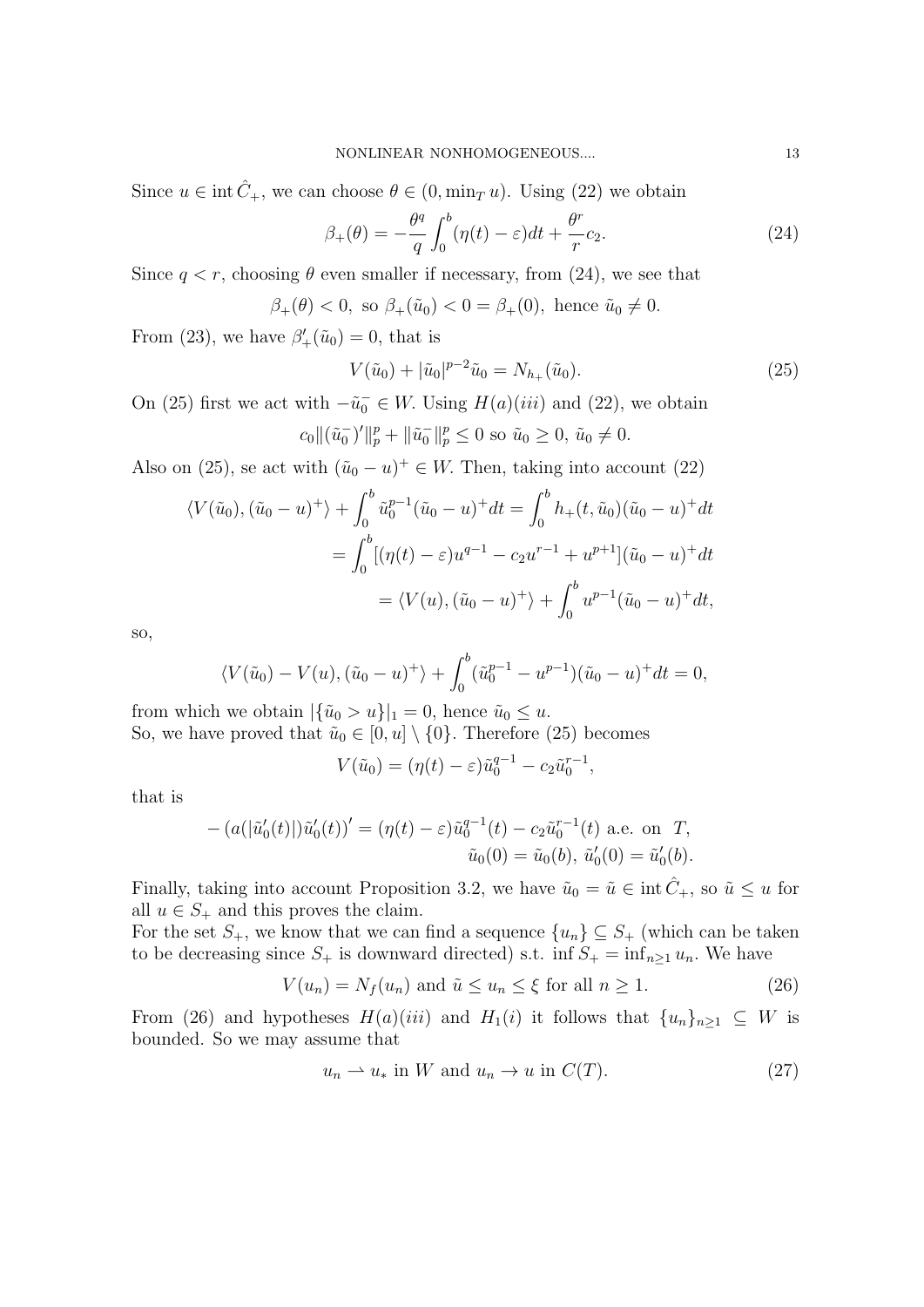Since $u \in \operatorname{int} \hat{C}_+$, we can choose $\theta \in (0, \min_T u)$. Using (22) we obtain

$$\beta_+(\theta) = -\frac{\theta^q}{q}\int_0^b (\eta(t) - \varepsilon)dt + \frac{\theta^r}{r}c_2. \tag{24}$$

Since $q < r$, choosing $\theta$ even smaller if necessary, from (24), we see that

$$\beta_+(\theta) < 0, \text{ so } \beta_+(\tilde{u}_0) < 0 = \beta_+(0), \text{ hence } \tilde{u}_0 \neq 0.$$

From (23), we have $\beta_+'(\tilde{u}_0) = 0$, that is

$$V(\tilde{u}_0) + |\tilde{u}_0|^{p-2}\tilde{u}_0 = N_{h_+}(\tilde{u}_0). \tag{25}$$

On (25) first we act with $-\tilde{u}_0^- \in W$. Using $H(a)(iii)$ and (22), we obtain

$$c_0\|(\tilde{u}_0^-)'\|_p^p + \|\tilde{u}_0^-\|_p^p \leq 0 \text{ so } \tilde{u}_0 \geq 0,\ \tilde{u}_0 \neq 0.$$

Also on (25), se act with $(\tilde{u}_0 - u)^+ \in W$. Then, taking into account (22)

$$\begin{aligned}
\langle V(\tilde{u}_0), (\tilde{u}_0 - u)^+\rangle + \int_0^b \tilde{u}_0^{p-1}(\tilde{u}_0 - u)^+dt &= \int_0^b h_+(t, \tilde{u}_0)(\tilde{u}_0 - u)^+dt \\
&= \int_0^b [(\eta(t) - \varepsilon)u^{q-1} - c_2u^{r-1} + u^{p+1}](\tilde{u}_0 - u)^+dt \\
&= \langle V(u), (\tilde{u}_0 - u)^+\rangle + \int_0^b u^{p-1}(\tilde{u}_0 - u)^+dt,
\end{aligned}$$

so,

$$\langle V(\tilde{u}_0) - V(u), (\tilde{u}_0 - u)^+\rangle + \int_0^b (\tilde{u}_0^{p-1} - u^{p-1})(\tilde{u}_0 - u)^+dt = 0,$$

from which we obtain $|\{\tilde{u}_0 > u\}|_1 = 0$, hence $\tilde{u}_0 \leq u$.
So, we have proved that $\tilde{u}_0 \in [0, u] \setminus \{0\}$. Therefore (25) becomes

$$V(\tilde{u}_0) = (\eta(t) - \varepsilon)\tilde{u}_0^{q-1} - c_2\tilde{u}_0^{r-1},$$

that is

$$\begin{aligned}
-\left(a(|\tilde{u}_0'(t)|)\tilde{u}_0'(t)\right)' = (\eta(t) - \varepsilon)\tilde{u}_0^{q-1}(t) - c_2\tilde{u}_0^{r-1}(t) \text{ a.e. on } T, \\
\tilde{u}_0(0) = \tilde{u}_0(b),\ \tilde{u}_0'(0) = \tilde{u}_0'(b).
\end{aligned}$$

Finally, taking into account Proposition 3.2, we have $\tilde{u}_0 = \tilde{u} \in \operatorname{int} \hat{C}_+$, so $\tilde{u} \leq u$ for all $u \in S_+$ and this proves the claim.
For the set $S_+$, we know that we can find a sequence $\{u_n\} \subseteq S_+$ (which can be taken to be decreasing since $S_+$ is downward directed) s.t. $\inf S_+ = \inf_{n \geq 1} u_n$. We have

$$V(u_n) = N_f(u_n) \text{ and } \tilde{u} \leq u_n \leq \xi \text{ for all } n \geq 1. \tag{26}$$

From (26) and hypotheses $H(a)(iii)$ and $H_1(i)$ it follows that $\{u_n\}_{n\geq 1} \subseteq W$ is bounded. So we may assume that

$$u_n \rightharpoonup u_* \text{ in } W \text{ and } u_n \to u \text{ in } C(T). \tag{27}$$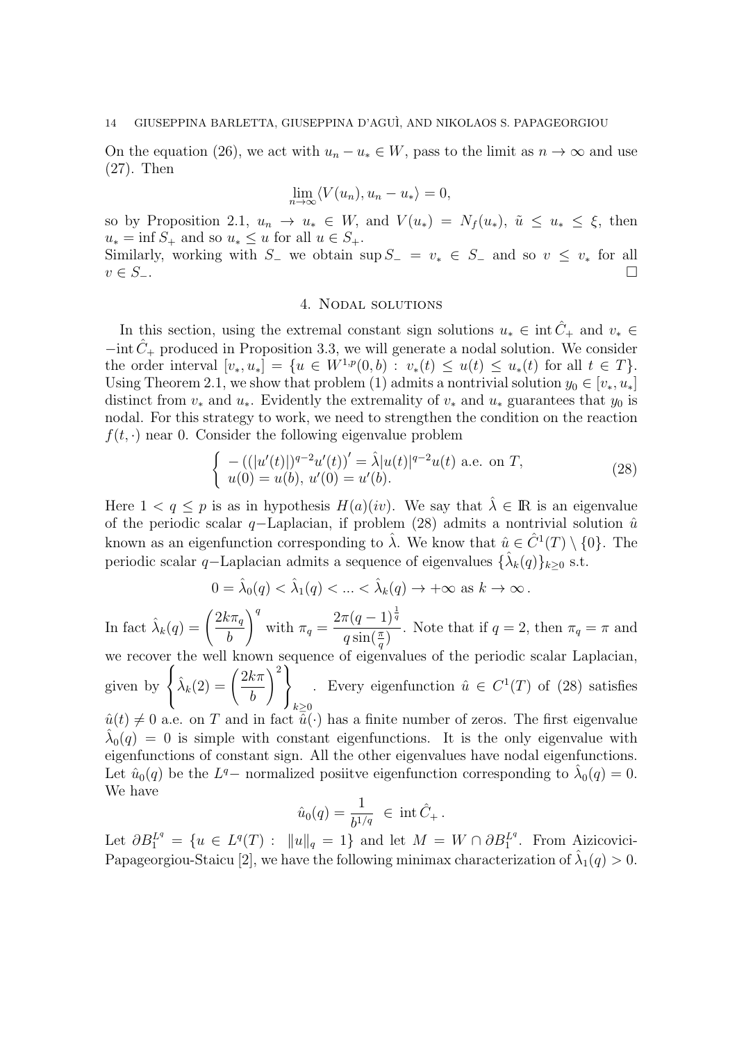On the equation (26), we act with $u_n - u_* \in W$, pass to the limit as $n \to \infty$ and use (27). Then

$$\lim_{n\to\infty} \langle V(u_n), u_n - u_* \rangle = 0,$$

so by Proposition 2.1, $u_n \to u_* \in W$, and $V(u_*) = N_f(u_*)$, $\tilde{u} \le u_* \le \xi$, then $u_* = \inf S_+$ and so $u_* \le u$ for all $u \in S_+$.
Similarly, working with $S_-$ we obtain $\sup S_- = v_* \in S_-$ and so $v \le v_*$ for all $v \in S_-$. $\square$

## 4. Nodal solutions

In this section, using the extremal constant sign solutions $u_* \in \operatorname{int} \hat{C}_+$ and $v_* \in -\operatorname{int} \hat{C}_+$ produced in Proposition 3.3, we will generate a nodal solution. We consider the order interval $[v_*, u_*] = \{u \in W^{1,p}(0,b) : v_*(t) \le u(t) \le u_*(t) \text{ for all } t \in T\}$. Using Theorem 2.1, we show that problem (1) admits a nontrivial solution $y_0 \in [v_*, u_*]$ distinct from $v_*$ and $u_*$. Evidently the extremality of $v_*$ and $u_*$ guarantees that $y_0$ is nodal. For this strategy to work, we need to strengthen the condition on the reaction $f(t, \cdot)$ near 0. Consider the following eigenvalue problem

$$\begin{cases} -\left((|u'(t)|)^{q-2}u'(t)\right)' = \hat{\lambda}|u(t)|^{q-2}u(t) \text{ a.e. on } T, \\ u(0) = u(b),\ u'(0) = u'(b). \end{cases} \tag{28}$$

Here $1 < q \le p$ is as in hypothesis $H(a)(iv)$. We say that $\hat{\lambda} \in \mathbb{R}$ is an eigenvalue of the periodic scalar $q-$Laplacian, if problem (28) admits a nontrivial solution $\hat{u}$ known as an eigenfunction corresponding to $\hat{\lambda}$. We know that $\hat{u} \in \hat{C}^1(T) \setminus \{0\}$. The periodic scalar $q-$Laplacian admits a sequence of eigenvalues $\{\hat{\lambda}_k(q)\}_{k\ge 0}$ s.t.

$$0 = \hat{\lambda}_0(q) < \hat{\lambda}_1(q) < \ldots < \hat{\lambda}_k(q) \to +\infty \text{ as } k \to \infty\,.$$

In fact $\hat{\lambda}_k(q) = \left(\dfrac{2k\pi_q}{b}\right)^q$ with $\pi_q = \dfrac{2\pi(q-1)^{\frac{1}{q}}}{q\sin(\frac{\pi}{q})}$. Note that if $q = 2$, then $\pi_q = \pi$ and we recover the well known sequence of eigenvalues of the periodic scalar Laplacian, given by $\left\{\hat{\lambda}_k(2) = \left(\dfrac{2k\pi}{b}\right)^2\right\}_{k\ge 0}$. Every eigenfunction $\hat{u} \in C^1(T)$ of (28) satisfies $\hat{u}(t) \neq 0$ a.e. on $T$ and in fact $\hat{u}(\cdot)$ has a finite number of zeros. The first eigenvalue $\hat{\lambda}_0(q) = 0$ is simple with constant eigenfunctions. It is the only eigenvalue with eigenfunctions of constant sign. All the other eigenvalues have nodal eigenfunctions. Let $\hat{u}_0(q)$ be the $L^q-$ normalized posiitve eigenfunction corresponding to $\hat{\lambda}_0(q) = 0$. We have

$$\hat{u}_0(q) = \frac{1}{b^{1/q}} \ \in \operatorname{int} \hat{C}_+\,.$$

Let $\partial B_1^{L^q} = \{u \in L^q(T) : \ \|u\|_q = 1\}$ and let $M = W \cap \partial B_1^{L^q}$. From Aizicovici-Papageorgiou-Staicu [2], we have the following minimax characterization of $\hat{\lambda}_1(q) > 0$.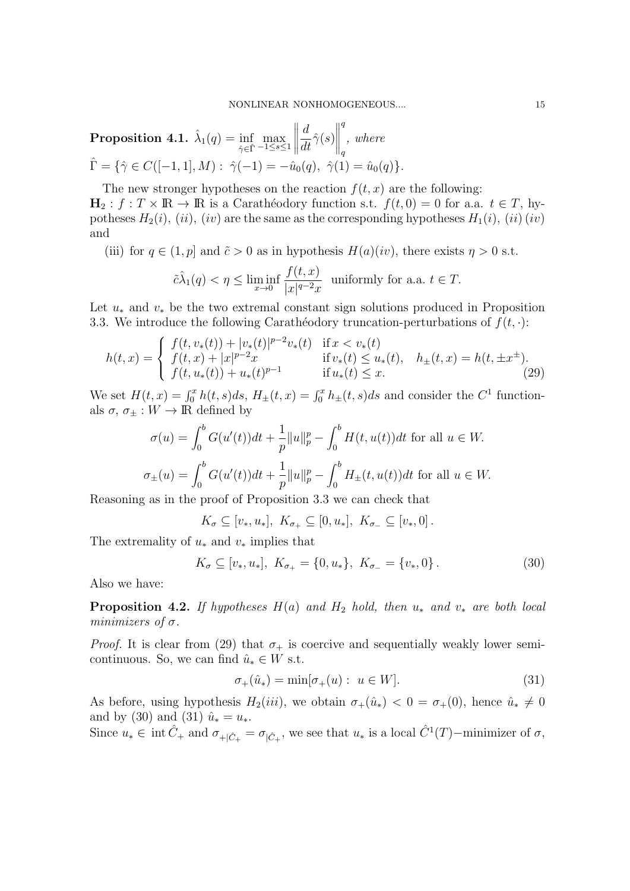**Proposition 4.1.** $\hat{\lambda}_1(q) = \inf_{\hat{\gamma}\in\hat{\Gamma}} \max_{-1\le s\le 1} \left\| \dfrac{d}{dt}\hat{\gamma}(s)\right\|_q^q$, *where* $\hat{\Gamma} = \{\hat{\gamma} \in C([-1,1], M) : \hat{\gamma}(-1) = -\hat{u}_0(q),\ \hat{\gamma}(1) = \hat{u}_0(q)\}$.

The new stronger hypotheses on the reaction $f(t,x)$ are the following:
$\mathbf{H}_2$ : $f : T \times \mathbb{R} \to \mathbb{R}$ is a Carathéodory function s.t. $f(t,0) = 0$ for a.a. $t \in T$, hypotheses $H_2(i)$, $(ii)$, $(iv)$ are the same as the corresponding hypotheses $H_1(i)$, $(ii)$ $(iv)$ and

(iii) for $q \in (1,p]$ and $\tilde{c} > 0$ as in hypothesis $H(a)(iv)$, there exists $\eta > 0$ s.t.

$$\tilde{c}\hat{\lambda}_1(q) < \eta \le \liminf_{x\to 0} \frac{f(t,x)}{|x|^{q-2}x} \ \text{ uniformly for a.a. } t \in T.$$

Let $u_*$ and $v_*$ be the two extremal constant sign solutions produced in Proposition 3.3. We introduce the following Carathéodory truncation-perturbations of $f(t,\cdot)$:

$$h(t,x) = \begin{cases} f(t,v_*(t)) + |v_*(t)|^{p-2}v_*(t) & \text{if } x < v_*(t) \\ f(t,x) + |x|^{p-2}x & \text{if } v_*(t) \le u_*(t), \\ f(t,u_*(t)) + u_*(t)^{p-1} & \text{if } u_*(t) \le x. \end{cases} \quad h_\pm(t,x) = h(t, \pm x^\pm). \tag{29}$$

We set $H(t,x) = \int_0^x h(t,s)ds$, $H_\pm(t,x) = \int_0^x h_\pm(t,s)ds$ and consider the $C^1$ functionals $\sigma$, $\sigma_\pm : W \to \mathbb{R}$ defined by

$$\sigma(u) = \int_0^b G(u'(t))dt + \frac{1}{p}\|u\|_p^p - \int_0^b H(t,u(t))dt \text{ for all } u \in W.$$

$$\sigma_\pm(u) = \int_0^b G(u'(t))dt + \frac{1}{p}\|u\|_p^p - \int_0^b H_\pm(t,u(t))dt \text{ for all } u \in W.$$

Reasoning as in the proof of Proposition 3.3 we can check that

$$K_\sigma \subseteq [v_*, u_*],\ K_{\sigma_+} \subseteq [0, u_*],\ K_{\sigma_-} \subseteq [v_*, 0].$$

The extremality of $u_*$ and $v_*$ implies that

$$K_\sigma \subseteq [v_*, u_*],\ K_{\sigma_+} = \{0, u_*\},\ K_{\sigma_-} = \{v_*, 0\}. \tag{30}$$

Also we have:

**Proposition 4.2.** *If hypotheses $H(a)$ and $H_2$ hold, then $u_*$ and $v_*$ are both local minimizers of $\sigma$.*

*Proof.* It is clear from (29) that $\sigma_+$ is coercive and sequentially weakly lower semicontinuous. So, we can find $\hat{u}_* \in W$ s.t.

$$\sigma_+(\hat{u}_*) = \min[\sigma_+(u) :\ u \in W]. \tag{31}$$

As before, using hypothesis $H_2(iii)$, we obtain $\sigma_+(\hat{u}_*) < 0 = \sigma_+(0)$, hence $\hat{u}_* \neq 0$ and by (30) and (31) $\hat{u}_* = u_*$.
Since $u_* \in \operatorname{int} \hat{C}_+$ and $\sigma_{+|\hat{C}_+} = \sigma_{|\hat{C}_+}$, we see that $u_*$ is a local $\hat{C}^1(T)-$minimizer of $\sigma$,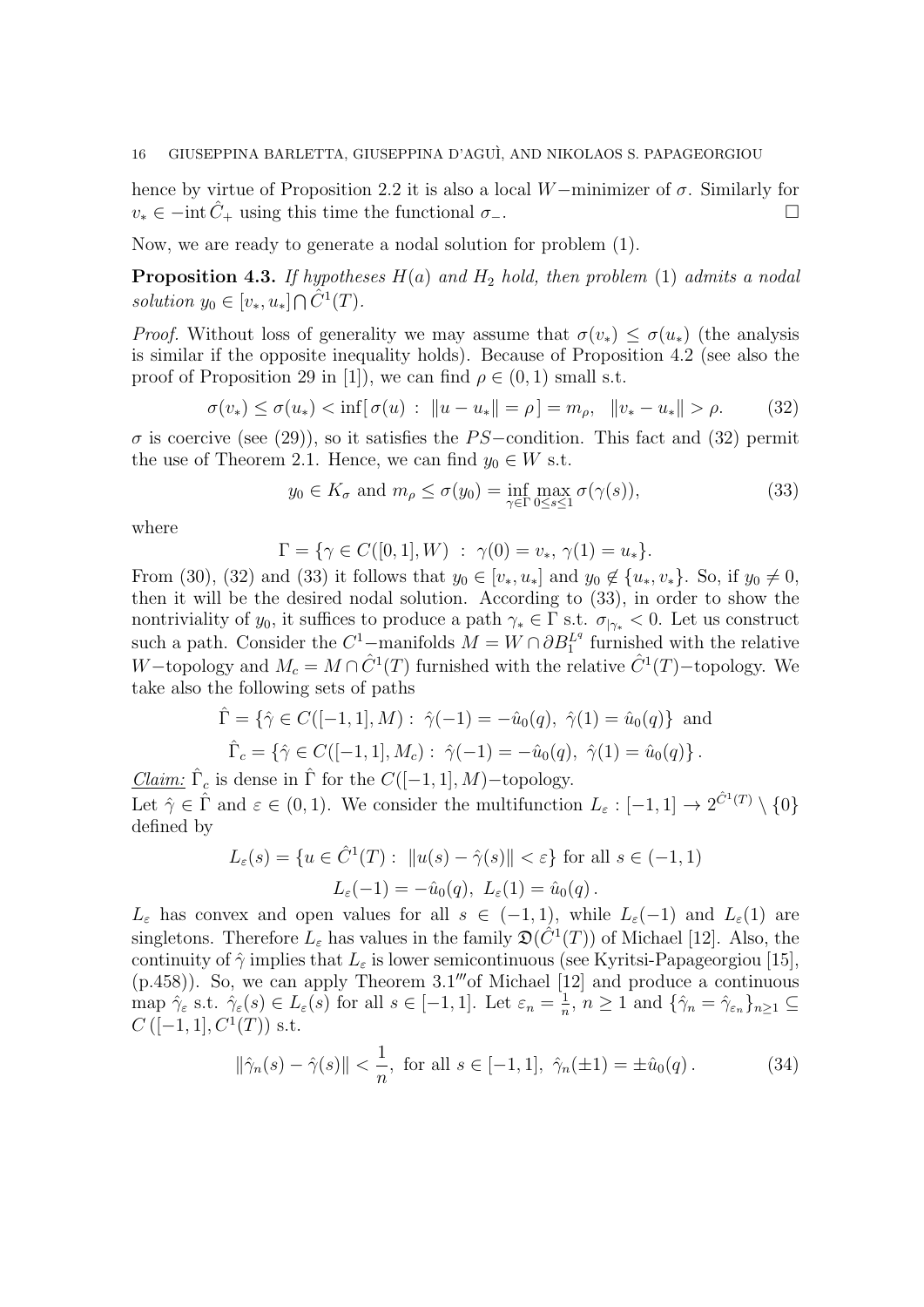hence by virtue of Proposition 2.2 it is also a local $W-$minimizer of $\sigma$. Similarly for $v_* \in -\mathrm{int}\,\hat{C}_+$ using this time the functional $\sigma_-$. □

Now, we are ready to generate a nodal solution for problem (1).

**Proposition 4.3.** *If hypotheses $H(a)$ and $H_2$ hold, then problem* (1) *admits a nodal solution $y_0 \in [v_*, u_*] \bigcap \hat{C}^1(T)$.*

*Proof.* Without loss of generality we may assume that $\sigma(v_*) \leq \sigma(u_*)$ (the analysis is similar if the opposite inequality holds). Because of Proposition 4.2 (see also the proof of Proposition 29 in [1]), we can find $\rho \in (0,1)$ small s.t.

$$\sigma(v_*) \leq \sigma(u_*) < \inf[\,\sigma(u) \;:\; \|u - u_*\| = \rho\,] = m_\rho, \quad \|v_* - u_*\| > \rho. \tag{32}$$

$\sigma$ is coercive (see (29)), so it satisfies the $PS-$condition. This fact and (32) permit the use of Theorem 2.1. Hence, we can find $y_0 \in W$ s.t.

$$y_0 \in K_\sigma \text{ and } m_\rho \leq \sigma(y_0) = \inf_{\gamma \in \Gamma} \max_{0 \leq s \leq 1} \sigma(\gamma(s)), \tag{33}$$

where

$$\Gamma = \{\gamma \in C([0,1], W) \;:\; \gamma(0) = v_*,\ \gamma(1) = u_*\}.$$

From (30), (32) and (33) it follows that $y_0 \in [v_*, u_*]$ and $y_0 \notin \{u_*, v_*\}$. So, if $y_0 \neq 0$, then it will be the desired nodal solution. According to (33), in order to show the nontriviality of $y_0$, it suffices to produce a path $\gamma_* \in \Gamma$ s.t. $\sigma_{|\gamma_*} < 0$. Let us construct such a path. Consider the $C^1-$manifolds $M = W \cap \partial B_1^{L^q}$ furnished with the relative $W-$topology and $M_c = M \cap \hat{C}^1(T)$ furnished with the relative $\hat{C}^1(T)-$topology. We take also the following sets of paths

$$\hat{\Gamma} = \{\hat{\gamma} \in C([-1,1], M) :\ \hat{\gamma}(-1) = -\hat{u}_0(q),\ \hat{\gamma}(1) = \hat{u}_0(q)\} \text{ and}$$

$$\hat{\Gamma}_c = \{\hat{\gamma} \in C([-1,1], M_c) :\ \hat{\gamma}(-1) = -\hat{u}_0(q),\ \hat{\gamma}(1) = \hat{u}_0(q)\}.$$

<u>*Claim:*</u> $\hat{\Gamma}_c$ is dense in $\hat{\Gamma}$ for the $C([-1,1], M)-$topology.

Let $\hat{\gamma} \in \hat{\Gamma}$ and $\varepsilon \in (0,1)$. We consider the multifunction $L_\varepsilon : [-1,1] \to 2^{\hat{C}^1(T)} \setminus \{0\}$ defined by

$$L_\varepsilon(s) = \{u \in \hat{C}^1(T) :\ \|u(s) - \hat{\gamma}(s)\| < \varepsilon\} \text{ for all } s \in (-1,1)$$
$$L_\varepsilon(-1) = -\hat{u}_0(q),\ L_\varepsilon(1) = \hat{u}_0(q).$$

$L_\varepsilon$ has convex and open values for all $s \in (-1,1)$, while $L_\varepsilon(-1)$ and $L_\varepsilon(1)$ are singletons. Therefore $L_\varepsilon$ has values in the family $\mathfrak{D}(\hat{C}^1(T))$ of Michael [12]. Also, the continuity of $\hat{\gamma}$ implies that $L_\varepsilon$ is lower semicontinuous (see Kyritsi-Papageorgiou [15], (p.458)). So, we can apply Theorem 3.1‴of Michael [12] and produce a continuous map $\hat{\gamma}_\varepsilon$ s.t. $\hat{\gamma}_\varepsilon(s) \in L_\varepsilon(s)$ for all $s \in [-1,1]$. Let $\varepsilon_n = \frac{1}{n}$, $n \geq 1$ and $\{\hat{\gamma}_n = \hat{\gamma}_{\varepsilon_n}\}_{n \geq 1} \subseteq C([-1,1], C^1(T))$ s.t.

$$\|\hat{\gamma}_n(s) - \hat{\gamma}(s)\| < \frac{1}{n},\ \text{for all } s \in [-1,1],\ \hat{\gamma}_n(\pm 1) = \pm \hat{u}_0(q). \tag{34}$$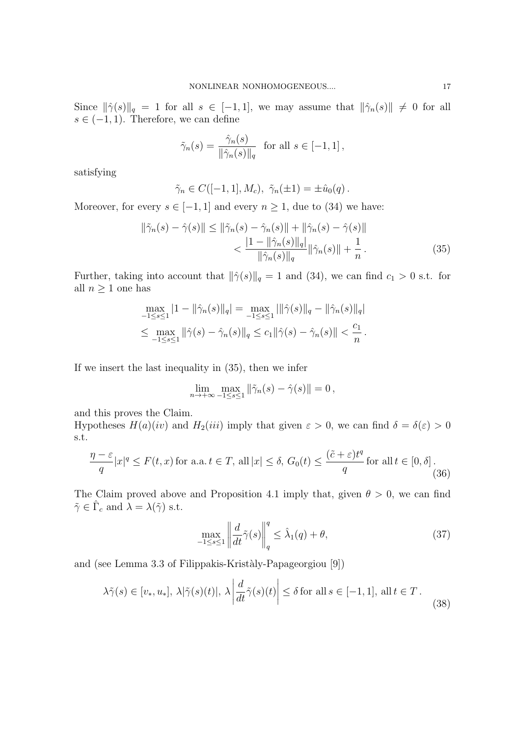Since $\|\hat{\gamma}(s)\|_q = 1$ for all $s \in [-1, 1]$, we may assume that $\|\hat{\gamma}_n(s)\| \neq 0$ for all $s \in (-1, 1)$. Therefore, we can define

$$\tilde{\gamma}_n(s) = \frac{\hat{\gamma}_n(s)}{\|\hat{\gamma}_n(s)\|_q} \quad \text{for all } s \in [-1, 1]\,,$$

satisfying

$$\tilde{\gamma}_n \in C([-1, 1], M_c), \; \tilde{\gamma}_n(\pm 1) = \pm \hat{u}_0(q)\,.$$

Moreover, for every $s \in [-1, 1]$ and every $n \geq 1$, due to (34) we have:

$$\begin{aligned} \|\tilde{\gamma}_n(s) - \hat{\gamma}(s)\| &\leq \|\tilde{\gamma}_n(s) - \hat{\gamma}_n(s)\| + \|\hat{\gamma}_n(s) - \hat{\gamma}(s)\| \\ &< \frac{|1 - \|\hat{\gamma}_n(s)\|_q|}{\|\hat{\gamma}_n(s)\|_q} \|\hat{\gamma}_n(s)\| + \frac{1}{n}\,. \end{aligned} \tag{35}$$

Further, taking into account that $\|\hat{\gamma}(s)\|_q = 1$ and (34), we can find $c_1 > 0$ s.t. for all $n \geq 1$ one has

$$\begin{aligned} &\max_{-1 \leq s \leq 1} |1 - \|\hat{\gamma}_n(s)\|_q| = \max_{-1 \leq s \leq 1} |\|\hat{\gamma}(s)\|_q - \|\hat{\gamma}_n(s)\|_q| \\ &\leq \max_{-1 \leq s \leq 1} \|\hat{\gamma}(s) - \hat{\gamma}_n(s)\|_q \leq c_1 \|\hat{\gamma}(s) - \hat{\gamma}_n(s)\| < \frac{c_1}{n}\,. \end{aligned}$$

If we insert the last inequality in (35), then we infer

$$\lim_{n \to +\infty} \max_{-1 \leq s \leq 1} \|\tilde{\gamma}_n(s) - \hat{\gamma}(s)\| = 0\,,$$

and this proves the Claim.
Hypotheses $H(a)(iv)$ and $H_2(iii)$ imply that given $\varepsilon > 0$, we can find $\delta = \delta(\varepsilon) > 0$ s.t.

$$\frac{\eta - \varepsilon}{q}|x|^q \leq F(t, x) \text{ for a.a. } t \in T, \text{ all } |x| \leq \delta, \; G_0(t) \leq \frac{(\tilde{c} + \varepsilon)t^q}{q} \text{ for all } t \in [0, \delta]\,. \tag{36}$$

The Claim proved above and Proposition 4.1 imply that, given $\theta > 0$, we can find $\tilde{\gamma} \in \hat{\Gamma}_c$ and $\lambda = \lambda(\tilde{\gamma})$ s.t.

$$\max_{-1 \leq s \leq 1} \left\| \frac{d}{dt}\tilde{\gamma}(s) \right\|_q^q \leq \hat{\lambda}_1(q) + \theta, \tag{37}$$

and (see Lemma 3.3 of Filippakis-Kristàly-Papageorgiou [9])

$$\lambda \tilde{\gamma}(s) \in [v_*, u_*], \; \lambda |\tilde{\gamma}(s)(t)|, \; \lambda \left| \frac{d}{dt}\tilde{\gamma}(s)(t) \right| \leq \delta \text{ for all } s \in [-1, 1], \text{ all } t \in T\,. \tag{38}$$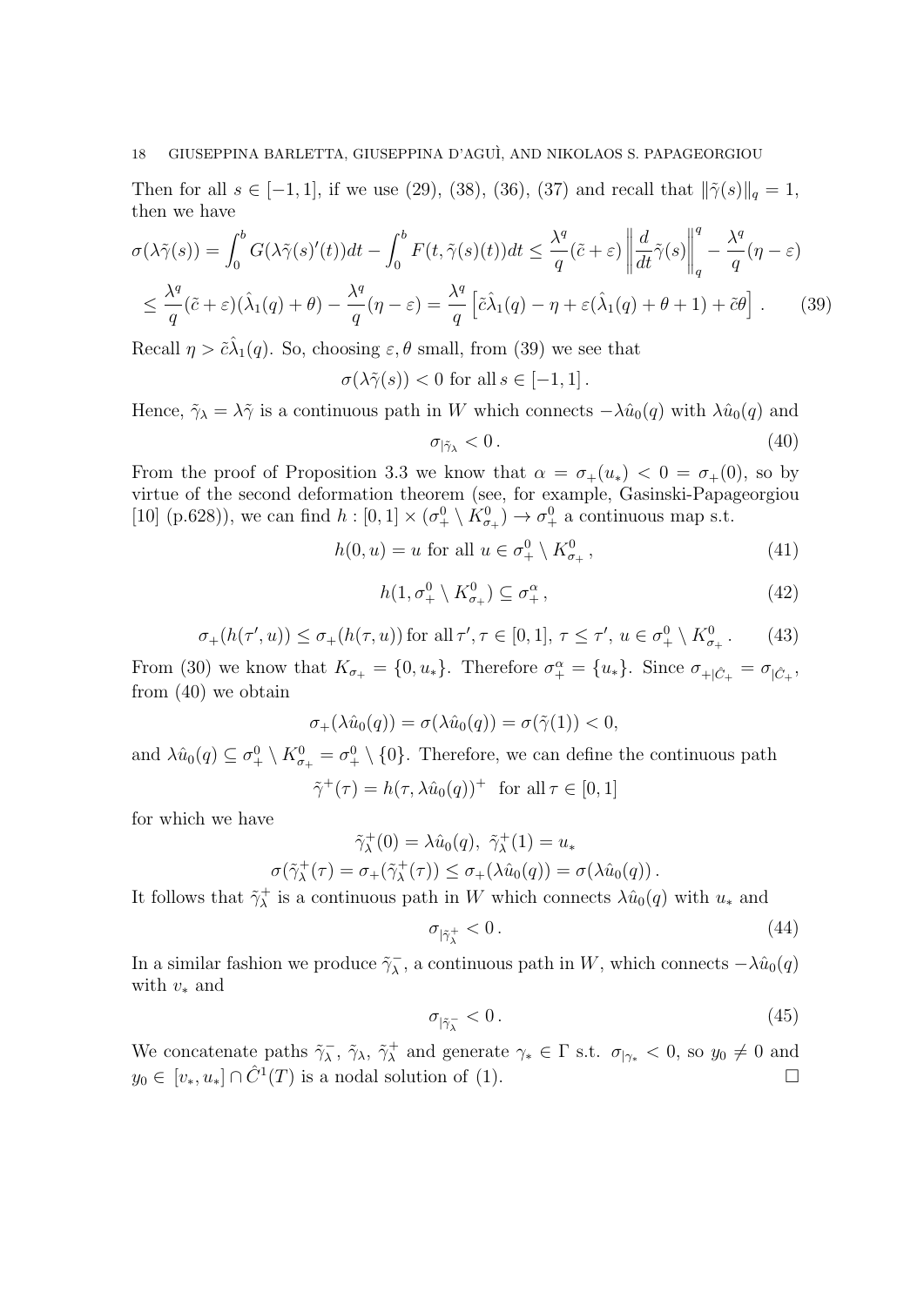Then for all $s \in [-1, 1]$, if we use (29), (38), (36), (37) and recall that $\|\tilde{\gamma}(s)\|_q = 1$, then we have

$$\sigma(\lambda\tilde{\gamma}(s)) = \int_0^b G(\lambda\tilde{\gamma}(s)'(t))dt - \int_0^b F(t, \tilde{\gamma}(s)(t))dt \leq \frac{\lambda^q}{q}(\tilde{c}+\varepsilon)\left\|\frac{d}{dt}\tilde{\gamma}(s)\right\|_q^q - \frac{\lambda^q}{q}(\eta - \varepsilon)$$

$$\leq \frac{\lambda^q}{q}(\tilde{c}+\varepsilon)(\hat{\lambda}_1(q)+\theta) - \frac{\lambda^q}{q}(\eta-\varepsilon) = \frac{\lambda^q}{q}\left[\tilde{c}\hat{\lambda}_1(q) - \eta + \varepsilon(\hat{\lambda}_1(q)+\theta+1) + \tilde{c}\theta\right]. \tag{39}$$

Recall $\eta > \tilde{c}\hat{\lambda}_1(q)$. So, choosing $\varepsilon, \theta$ small, from (39) we see that

$$\sigma(\lambda\tilde{\gamma}(s)) < 0 \text{ for all } s \in [-1, 1].$$

Hence, $\tilde{\gamma}_\lambda = \lambda\tilde{\gamma}$ is a continuous path in $W$ which connects $-\lambda\hat{u}_0(q)$ with $\lambda\hat{u}_0(q)$ and

$$\sigma_{|\tilde{\gamma}_\lambda} < 0. \tag{40}$$

From the proof of Proposition 3.3 we know that $\alpha = \sigma_+(u_*) < 0 = \sigma_+(0)$, so by virtue of the second deformation theorem (see, for example, Gasinski-Papageorgiou [10] (p.628)), we can find $h : [0, 1] \times (\sigma_+^0 \setminus K_{\sigma_+}^0) \to \sigma_+^0$ a continuous map s.t.

$$h(0, u) = u \text{ for all } u \in \sigma_+^0 \setminus K_{\sigma_+}^0, \tag{41}$$

$$h(1, \sigma_+^0 \setminus K_{\sigma_+}^0) \subseteq \sigma_+^\alpha, \tag{42}$$

$$\sigma_+(h(\tau', u)) \leq \sigma_+(h(\tau, u)) \text{ for all } \tau', \tau \in [0, 1],\ \tau \leq \tau',\ u \in \sigma_+^0 \setminus K_{\sigma_+}^0. \tag{43}$$

From (30) we know that $K_{\sigma_+} = \{0, u_*\}$. Therefore $\sigma_+^\alpha = \{u_*\}$. Since $\sigma_{+|\hat{C}_+} = \sigma_{|\hat{C}_+}$, from (40) we obtain

$$\sigma_+(\lambda\hat{u}_0(q)) = \sigma(\lambda\hat{u}_0(q)) = \sigma(\tilde{\gamma}(1)) < 0,$$

and $\lambda\hat{u}_0(q) \subseteq \sigma_+^0 \setminus K_{\sigma_+}^0 = \sigma_+^0 \setminus \{0\}$. Therefore, we can define the continuous path

$$\tilde{\gamma}^+(\tau) = h(\tau, \lambda\hat{u}_0(q))^+ \text{ for all } \tau \in [0, 1]$$

for which we have

$$\tilde{\gamma}_\lambda^+(0) = \lambda\hat{u}_0(q),\ \tilde{\gamma}_\lambda^+(1) = u_*$$

$$\sigma(\tilde{\gamma}_\lambda^+(\tau) = \sigma_+(\tilde{\gamma}_\lambda^+(\tau)) \leq \sigma_+(\lambda\hat{u}_0(q)) = \sigma(\lambda\hat{u}_0(q)).$$

It follows that $\tilde{\gamma}_\lambda^+$ is a continuous path in $W$ which connects $\lambda\hat{u}_0(q)$ with $u_*$ and

$$\sigma_{|\tilde{\gamma}_\lambda^+} < 0. \tag{44}$$

In a similar fashion we produce $\tilde{\gamma}_\lambda^-$, a continuous path in $W$, which connects $-\lambda\hat{u}_0(q)$ with $v_*$ and

$$\sigma_{|\tilde{\gamma}_\lambda^-} < 0. \tag{45}$$

We concatenate paths $\tilde{\gamma}_\lambda^-$, $\tilde{\gamma}_\lambda$, $\tilde{\gamma}_\lambda^+$ and generate $\gamma_* \in \Gamma$ s.t. $\sigma_{|\gamma_*} < 0$, so $y_0 \neq 0$ and $y_0 \in [v_*, u_*] \cap \hat{C}^1(T)$ is a nodal solution of (1). $\square$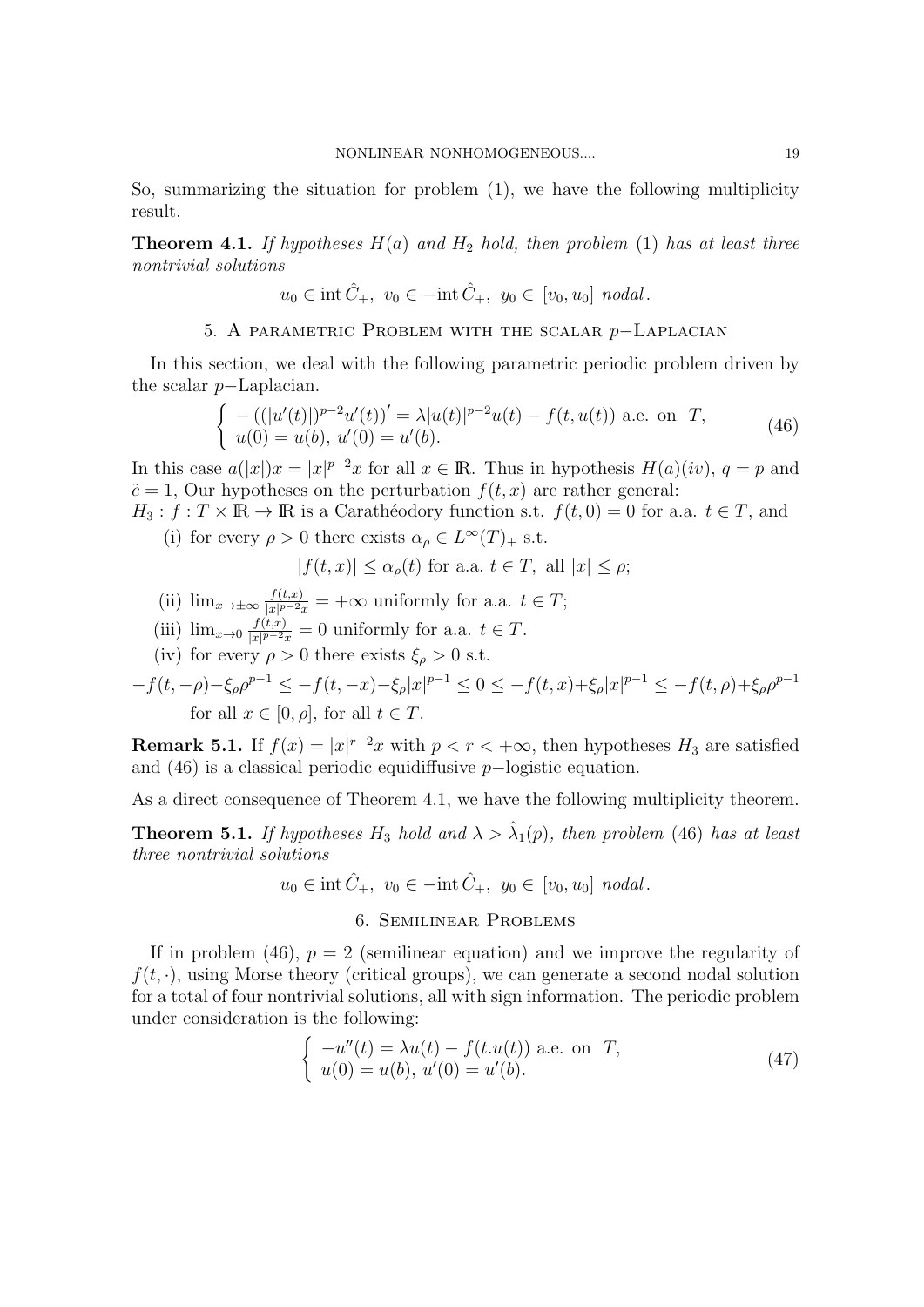So, summarizing the situation for problem (1), we have the following multiplicity result.

**Theorem 4.1.** *If hypotheses $H(a)$ and $H_2$ hold, then problem* (1) *has at least three nontrivial solutions*

$$u_0 \in \operatorname{int} \hat{C}_+,\ v_0 \in -\operatorname{int} \hat{C}_+,\ y_0 \in [v_0, u_0] \text{ nodal}.$$

## 5. A parametric Problem with the scalar $p-$Laplacian

In this section, we deal with the following parametric periodic problem driven by the scalar $p-$Laplacian.

$$\begin{cases} -((|u'(t)|)^{p-2}u'(t))' = \lambda |u(t)|^{p-2}u(t) - f(t, u(t)) \text{ a.e. on } T, \\ u(0) = u(b),\ u'(0) = u'(b). \end{cases} \tag{46}$$

In this case $a(|x|)x = |x|^{p-2}x$ for all $x \in \mathbb{R}$. Thus in hypothesis $H(a)(iv)$, $q = p$ and $\tilde{c} = 1$, Our hypotheses on the perturbation $f(t,x)$ are rather general:

$H_3$ : $f : T \times \mathbb{R} \to \mathbb{R}$ is a Carathéodory function s.t. $f(t, 0) = 0$ for a.a. $t \in T$, and

(i) for every $\rho > 0$ there exists $\alpha_\rho \in L^\infty(T)_+$ s.t.

$$|f(t, x)| \leq \alpha_\rho(t) \text{ for a.a. } t \in T, \text{ all } |x| \leq \rho;$$

(ii) $\lim_{x \to \pm\infty} \frac{f(t,x)}{|x|^{p-2}x} = +\infty$ uniformly for a.a. $t \in T$;

(iii) $\lim_{x \to 0} \frac{f(t,x)}{|x|^{p-2}x} = 0$ uniformly for a.a. $t \in T$.

(iv) for every $\rho > 0$ there exists $\xi_\rho > 0$ s.t.

$$-f(t,-\rho)-\xi_\rho\rho^{p-1} \leq -f(t,-x)-\xi_\rho|x|^{p-1} \leq 0 \leq -f(t,x)+\xi_\rho|x|^{p-1} \leq -f(t,\rho)+\xi_\rho\rho^{p-1}$$

for all $x \in [0, \rho]$, for all $t \in T$.

**Remark 5.1.** If $f(x) = |x|^{r-2}x$ with $p < r < +\infty$, then hypotheses $H_3$ are satisfied and (46) is a classical periodic equidiffusive $p-$logistic equation.

As a direct consequence of Theorem 4.1, we have the following multiplicity theorem.

**Theorem 5.1.** *If hypotheses $H_3$ hold and $\lambda > \hat{\lambda}_1(p)$, then problem* (46) *has at least three nontrivial solutions*

$$u_0 \in \operatorname{int} \hat{C}_+,\ v_0 \in -\operatorname{int} \hat{C}_+,\ y_0 \in [v_0, u_0] \text{ nodal}.$$

## 6. Semilinear Problems

If in problem (46), $p = 2$ (semilinear equation) and we improve the regularity of $f(t, \cdot)$, using Morse theory (critical groups), we can generate a second nodal solution for a total of four nontrivial solutions, all with sign information. The periodic problem under consideration is the following:

$$\begin{cases} -u''(t) = \lambda u(t) - f(t.u(t)) \text{ a.e. on } T, \\ u(0) = u(b),\ u'(0) = u'(b). \end{cases} \tag{47}$$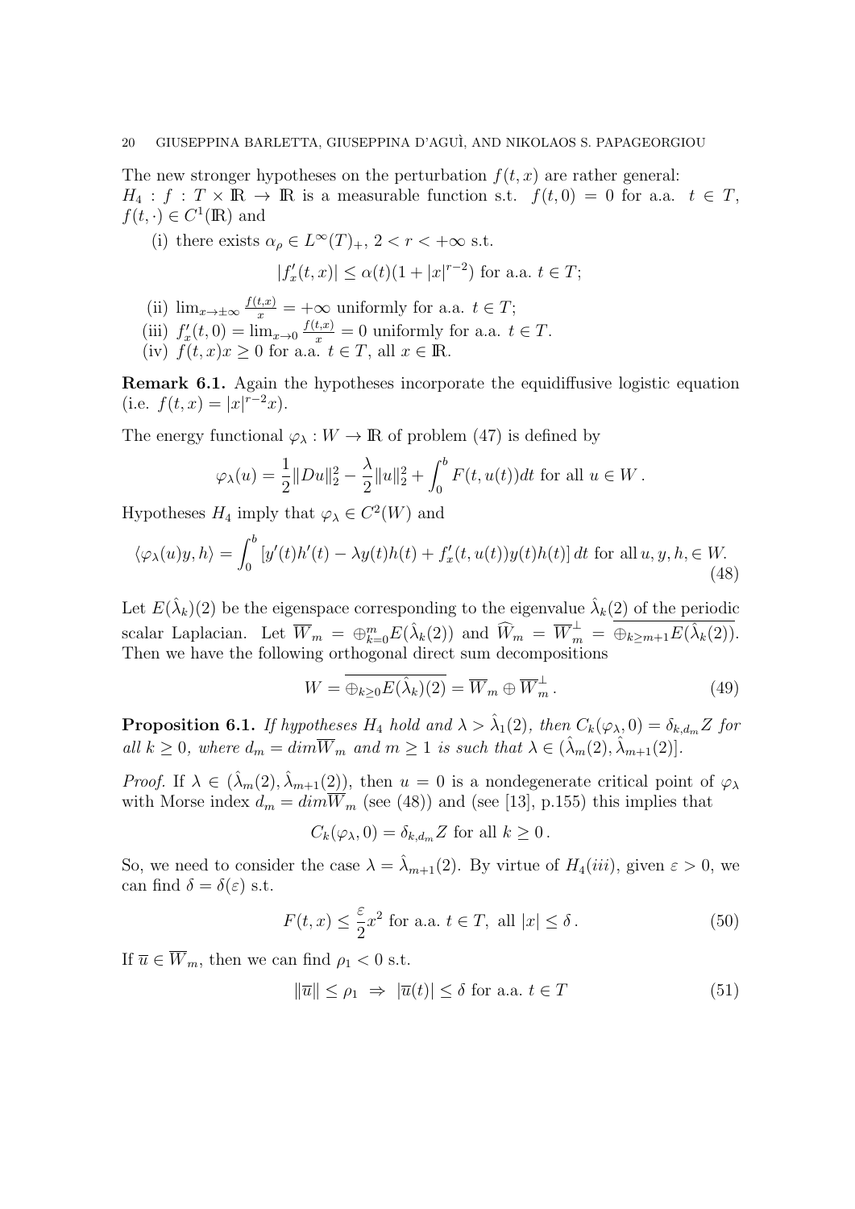The new stronger hypotheses on the perturbation $f(t, x)$ are rather general:
$H_4$ : $f : T \times \mathbb{R} \to \mathbb{R}$ is a measurable function s.t. $f(t, 0) = 0$ for a.a. $t \in T$, $f(t, \cdot) \in C^1(\mathbb{R})$ and

(i) there exists $\alpha_\rho \in L^\infty(T)_+$, $2 < r < +\infty$ s.t.

$$|f'_x(t, x)| \leq \alpha(t)(1 + |x|^{r-2}) \text{ for a.a. } t \in T;$$

(ii) $\lim_{x\to\pm\infty} \frac{f(t,x)}{x} = +\infty$ uniformly for a.a. $t \in T$;

(iii) $f'_x(t, 0) = \lim_{x\to 0} \frac{f(t,x)}{x} = 0$ uniformly for a.a. $t \in T$.

(iv) $f(t, x)x \geq 0$ for a.a. $t \in T$, all $x \in \mathbb{R}$.

**Remark 6.1.** Again the hypotheses incorporate the equidiffusive logistic equation (i.e. $f(t, x) = |x|^{r-2}x$).

The energy functional $\varphi_\lambda : W \to \mathbb{R}$ of problem (47) is defined by

$$\varphi_\lambda(u) = \frac{1}{2}\|Du\|_2^2 - \frac{\lambda}{2}\|u\|_2^2 + \int_0^b F(t, u(t))dt \text{ for all } u \in W\,.$$

Hypotheses $H_4$ imply that $\varphi_\lambda \in C^2(W)$ and

$$\langle \varphi_\lambda(u)y, h\rangle = \int_0^b \left[y'(t)h'(t) - \lambda y(t)h(t) + f'_x(t, u(t))y(t)h(t)\right] dt \text{ for all } u, y, h, \in W. \tag{48}$$

Let $E(\hat{\lambda}_k)(2)$ be the eigenspace corresponding to the eigenvalue $\hat{\lambda}_k(2)$ of the periodic scalar Laplacian. Let $\overline{W}_m = \oplus_{k=0}^m E(\hat{\lambda}_k(2))$ and $\widehat{W}_m = \overline{W}_m^\perp = \overline{\oplus_{k\geq m+1} E(\hat{\lambda}_k(2))}$. Then we have the following orthogonal direct sum decompositions

$$W = \overline{\oplus_{k\geq 0} E(\hat{\lambda}_k)(2)} = \overline{W}_m \oplus \overline{W}_m^\perp\,. \tag{49}$$

**Proposition 6.1.** *If hypotheses $H_4$ hold and $\lambda > \hat{\lambda}_1(2)$, then $C_k(\varphi_\lambda, 0) = \delta_{k,d_m} Z$ for all $k \geq 0$, where $d_m = dim \overline{W}_m$ and $m \geq 1$ is such that $\lambda \in (\hat{\lambda}_m(2), \hat{\lambda}_{m+1}(2)]$.*

*Proof.* If $\lambda \in (\hat{\lambda}_m(2), \hat{\lambda}_{m+1}(2))$, then $u = 0$ is a nondegenerate critical point of $\varphi_\lambda$ with Morse index $d_m = dim \overline{W}_m$ (see (48)) and (see [13], p.155) this implies that

$$C_k(\varphi_\lambda, 0) = \delta_{k,d_m} Z \text{ for all } k \geq 0\,.$$

So, we need to consider the case $\lambda = \hat{\lambda}_{m+1}(2)$. By virtue of $H_4(iii)$, given $\varepsilon > 0$, we can find $\delta = \delta(\varepsilon)$ s.t.

$$F(t, x) \leq \frac{\varepsilon}{2}x^2 \text{ for a.a. } t \in T, \text{ all } |x| \leq \delta\,. \tag{50}$$

If $\overline{u} \in \overline{W}_m$, then we can find $\rho_1 < 0$ s.t.

$$\|\overline{u}\| \leq \rho_1 \;\Rightarrow\; |\overline{u}(t)| \leq \delta \text{ for a.a. } t \in T \tag{51}$$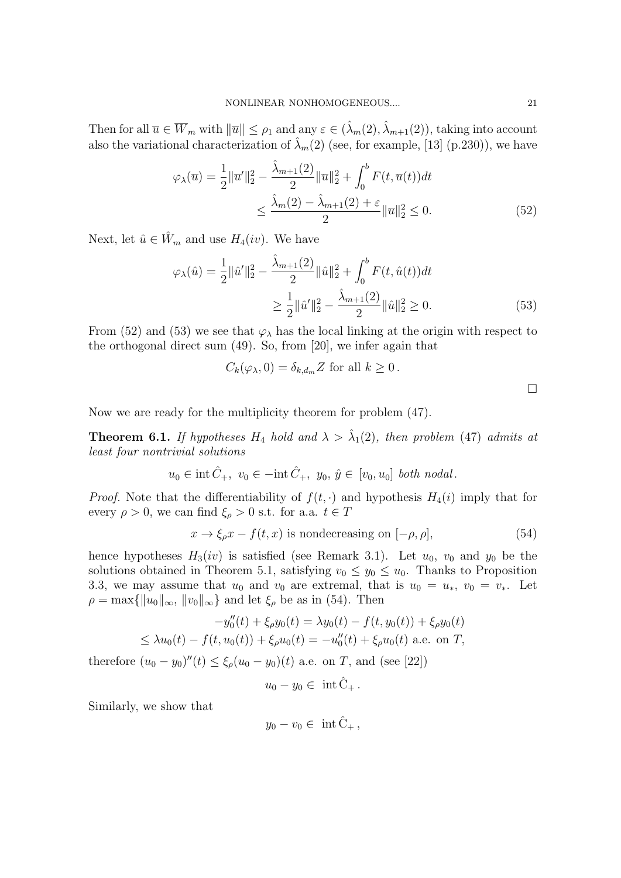Then for all $\overline{u} \in \overline{W}_m$ with $\|\overline{u}\| \leq \rho_1$ and any $\varepsilon \in (\hat{\lambda}_m(2), \hat{\lambda}_{m+1}(2))$, taking into account also the variational characterization of $\hat{\lambda}_m(2)$ (see, for example, [13] (p.230)), we have

$$
\begin{aligned}
\varphi_\lambda(\overline{u}) = \frac{1}{2}\|\overline{u}'\|_2^2 - \frac{\hat{\lambda}_{m+1}(2)}{2}\|\overline{u}\|_2^2 + \int_0^b F(t, \overline{u}(t))dt \\
\leq \frac{\hat{\lambda}_m(2) - \hat{\lambda}_{m+1}(2) + \varepsilon}{2}\|\overline{u}\|_2^2 \leq 0.
\end{aligned}
\tag{52}
$$

Next, let $\hat{u} \in \hat{W}_m$ and use $H_4(iv)$. We have

$$
\begin{aligned}
\varphi_\lambda(\hat{u}) = \frac{1}{2}\|\hat{u}'\|_2^2 - \frac{\hat{\lambda}_{m+1}(2)}{2}\|\hat{u}\|_2^2 + \int_0^b F(t, \hat{u}(t))dt \\
\geq \frac{1}{2}\|\hat{u}'\|_2^2 - \frac{\hat{\lambda}_{m+1}(2)}{2}\|\hat{u}\|_2^2 \geq 0.
\end{aligned}
\tag{53}
$$

From (52) and (53) we see that $\varphi_\lambda$ has the local linking at the origin with respect to the orthogonal direct sum (49). So, from [20], we infer again that

$$
C_k(\varphi_\lambda, 0) = \delta_{k,d_m} Z \text{ for all } k \geq 0\,.
$$

□

Now we are ready for the multiplicity theorem for problem (47).

**Theorem 6.1.** *If hypotheses $H_4$ hold and $\lambda > \hat{\lambda}_1(2)$, then problem (47) admits at least four nontrivial solutions*

$$
u_0 \in \operatorname{int} \hat{C}_+,\ v_0 \in -\operatorname{int} \hat{C}_+,\ y_0,\, \hat{y} \in [v_0, u_0] \text{ both nodal}.
$$

*Proof.* Note that the differentiability of $f(t, \cdot)$ and hypothesis $H_4(i)$ imply that for every $\rho > 0$, we can find $\xi_\rho > 0$ s.t. for a.a. $t \in T$

$$
x \to \xi_\rho x - f(t, x) \text{ is nondecreasing on } [-\rho, \rho], \tag{54}
$$

hence hypotheses $H_3(iv)$ is satisfied (see Remark 3.1). Let $u_0$, $v_0$ and $y_0$ be the solutions obtained in Theorem 5.1, satisfying $v_0 \leq y_0 \leq u_0$. Thanks to Proposition 3.3, we may assume that $u_0$ and $v_0$ are extremal, that is $u_0 = u_*$, $v_0 = v_*$. Let $\rho = \max\{\|u_0\|_\infty, \|v_0\|_\infty\}$ and let $\xi_\rho$ be as in (54). Then

$$
\begin{aligned}
-y_0''(t) + \xi_\rho y_0(t) = \lambda y_0(t) - f(t, y_0(t)) + \xi_\rho y_0(t) \\
\leq \lambda u_0(t) - f(t, u_0(t)) + \xi_\rho u_0(t) = -u_0''(t) + \xi_\rho u_0(t) \text{ a.e. on } T,
\end{aligned}
$$

therefore $(u_0 - y_0)''(t) \leq \xi_\rho (u_0 - y_0)(t)$ a.e. on $T$, and (see [22])

$$
u_0 - y_0 \in \operatorname{int} \hat{C}_+\,.
$$

Similarly, we show that

$$
y_0 - v_0 \in \operatorname{int} \hat{C}_+\,,
$$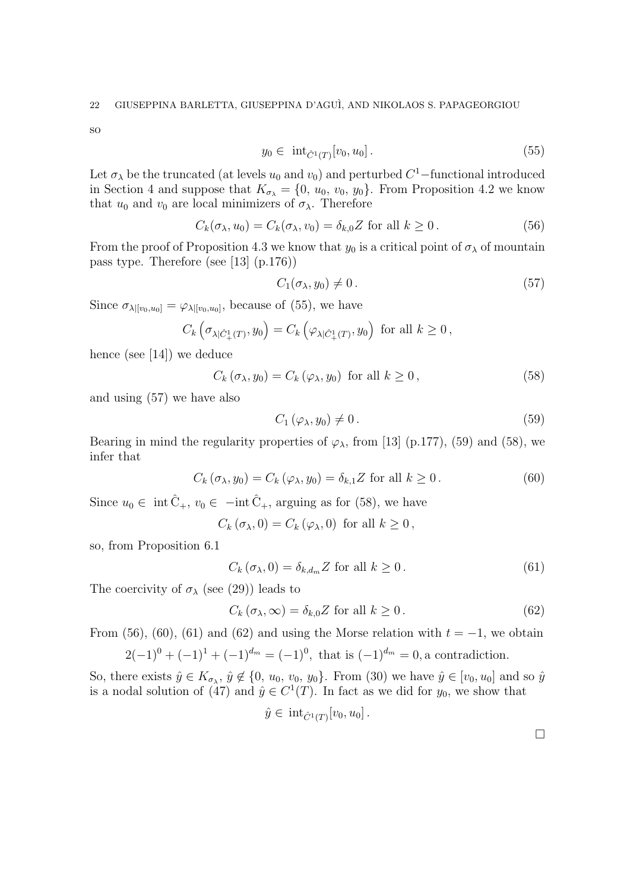so

$$y_0 \in \operatorname{int}_{\hat{C}^1(T)}[v_0, u_0]\,. \tag{55}$$

Let $\sigma_\lambda$ be the truncated (at levels $u_0$ and $v_0$) and perturbed $C^1-$functional introduced in Section 4 and suppose that $K_{\sigma_\lambda} = \{0,\, u_0,\, v_0,\, y_0\}$. From Proposition 4.2 we know that $u_0$ and $v_0$ are local minimizers of $\sigma_\lambda$. Therefore

$$C_k(\sigma_\lambda, u_0) = C_k(\sigma_\lambda, v_0) = \delta_{k,0}Z \text{ for all } k \geq 0\,. \tag{56}$$

From the proof of Proposition 4.3 we know that $y_0$ is a critical point of $\sigma_\lambda$ of mountain pass type. Therefore (see [13] (p.176))

$$C_1(\sigma_\lambda, y_0) \neq 0\,. \tag{57}$$

Since $\sigma_{\lambda|[v_0,u_0]} = \varphi_{\lambda|[v_0,u_0]}$, because of (55), we have

$$C_k\left(\sigma_{\lambda|\hat{C}^1_+(T)}, y_0\right) = C_k\left(\varphi_{\lambda|\hat{C}^1_+(T)}, y_0\right) \text{ for all } k \geq 0\,,$$

hence (see [14]) we deduce

$$C_k\left(\sigma_\lambda, y_0\right) = C_k\left(\varphi_\lambda, y_0\right) \text{ for all } k \geq 0\,, \tag{58}$$

and using (57) we have also

$$C_1\left(\varphi_\lambda, y_0\right) \neq 0\,. \tag{59}$$

Bearing in mind the regularity properties of $\varphi_\lambda$, from [13] (p.177), (59) and (58), we infer that

$$C_k\left(\sigma_\lambda, y_0\right) = C_k\left(\varphi_\lambda, y_0\right) = \delta_{k,1}Z \text{ for all } k \geq 0\,. \tag{60}$$

Since $u_0 \in \operatorname{int}\hat{\mathrm{C}}_+$, $v_0 \in -\operatorname{int}\hat{\mathrm{C}}_+$, arguing as for (58), we have

$$C_k\left(\sigma_\lambda, 0\right) = C_k\left(\varphi_\lambda, 0\right) \text{ for all } k \geq 0\,,$$

so, from Proposition 6.1

$$C_k\left(\sigma_\lambda, 0\right) = \delta_{k,d_m}Z \text{ for all } k \geq 0\,. \tag{61}$$

The coercivity of $\sigma_\lambda$ (see (29)) leads to

$$C_k\left(\sigma_\lambda, \infty\right) = \delta_{k,0}Z \text{ for all } k \geq 0\,. \tag{62}$$

From (56), (60), (61) and (62) and using the Morse relation with $t = -1$, we obtain

$$2(-1)^0 + (-1)^1 + (-1)^{d_m} = (-1)^0, \text{ that is } (-1)^{d_m} = 0, \text{a contradiction.}$$

So, there exists $\hat{y} \in K_{\sigma_\lambda}$, $\hat{y} \notin \{0,\, u_0,\, v_0,\, y_0\}$. From (30) we have $\hat{y} \in [v_0, u_0]$ and so $\hat{y}$ is a nodal solution of (47) and $\hat{y} \in C^1(T)$. In fact as we did for $y_0$, we show that

$$\hat{y} \in \operatorname{int}_{\hat{C}^1(T)}[v_0, u_0]\,.$$

$\square$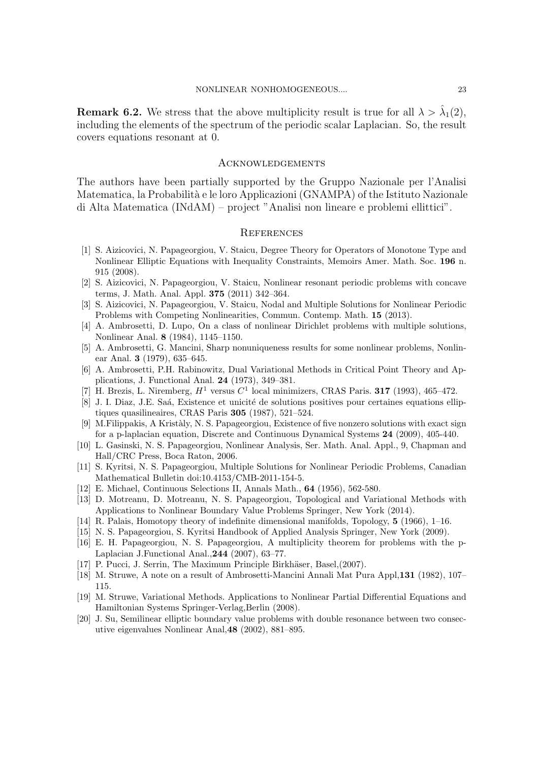**Remark 6.2.** We stress that the above multiplicity result is true for all $\lambda > \hat{\lambda}_1(2)$, including the elements of the spectrum of the periodic scalar Laplacian. So, the result covers equations resonant at 0.

## Acknowledgements

The authors have been partially supported by the Gruppo Nazionale per l'Analisi Matematica, la Probabilità e le loro Applicazioni (GNAMPA) of the Istituto Nazionale di Alta Matematica (INdAM) – project "Analisi non lineare e problemi ellittici".

## References

[1] S. Aizicovici, N. Papageorgiou, V. Staicu, Degree Theory for Operators of Monotone Type and Nonlinear Elliptic Equations with Inequality Constraints, Memoirs Amer. Math. Soc. **196** n. 915 (2008).

[2] S. Aizicovici, N. Papageorgiou, V. Staicu, Nonlinear resonant periodic problems with concave terms, J. Math. Anal. Appl. **375** (2011) 342–364.

[3] S. Aizicovici, N. Papageorgiou, V. Staicu, Nodal and Multiple Solutions for Nonlinear Periodic Problems with Competing Nonlinearities, Commun. Contemp. Math. **15** (2013).

[4] A. Ambrosetti, D. Lupo, On a class of nonlinear Dirichlet problems with multiple solutions, Nonlinear Anal. **8** (1984), 1145–1150.

[5] A. Ambrosetti, G. Mancini, Sharp nonuniqueness results for some nonlinear problems, Nonlinear Anal. **3** (1979), 635–645.

[6] A. Ambrosetti, P.H. Rabinowitz, Dual Variational Methods in Critical Point Theory and Applications, J. Functional Anal. **24** (1973), 349–381.

[7] H. Brezis, L. Niremberg, $H^1$ versus $C^1$ local minimizers, CRAS Paris. **317** (1993), 465–472.

[8] J. I. Diaz, J.E. Saá, Existence et unicité de solutions positives pour certaines equations elliptiques quasilineaires, CRAS Paris **305** (1987), 521–524.

[9] M.Filippakis, A Kristàly, N. S. Papageorgiou, Existence of five nonzero solutions with exact sign for a p-laplacian equation, Discrete and Continuous Dynamical Systems **24** (2009), 405-440.

[10] L. Gasinski, N. S. Papageorgiou, Nonlinear Analysis, Ser. Math. Anal. Appl., 9, Chapman and Hall/CRC Press, Boca Raton, 2006.

[11] S. Kyritsi, N. S. Papageorgiou, Multiple Solutions for Nonlinear Periodic Problems, Canadian Mathematical Bulletin doi:10.4153/CMB-2011-154-5.

[12] E. Michael, Continuous Selections II, Annals Math., **64** (1956), 562-580.

[13] D. Motreanu, D. Motreanu, N. S. Papageorgiou, Topological and Variational Methods with Applications to Nonlinear Boundary Value Problems Springer, New York (2014).

[14] R. Palais, Homotopy theory of indefinite dimensional manifolds, Topology, **5** (1966), 1–16.

[15] N. S. Papageorgiou, S. Kyritsi Handbook of Applied Analysis Springer, New York (2009).

[16] E. H. Papageorgiou, N. S. Papageorgiou, A multiplicity theorem for problems with the p-Laplacian J.Functional Anal.,**244** (2007), 63–77.

[17] P. Pucci, J. Serrin, The Maximum Principle Birkhäser, Basel,(2007).

[18] M. Struwe, A note on a result of Ambrosetti-Mancini Annali Mat Pura Appl,**131** (1982), 107–115.

[19] M. Struwe, Variational Methods. Applications to Nonlinear Partial Differential Equations and Hamiltonian Systems Springer-Verlag,Berlin (2008).

[20] J. Su, Semilinear elliptic boundary value problems with double resonance between two consecutive eigenvalues Nonlinear Anal,**48** (2002), 881–895.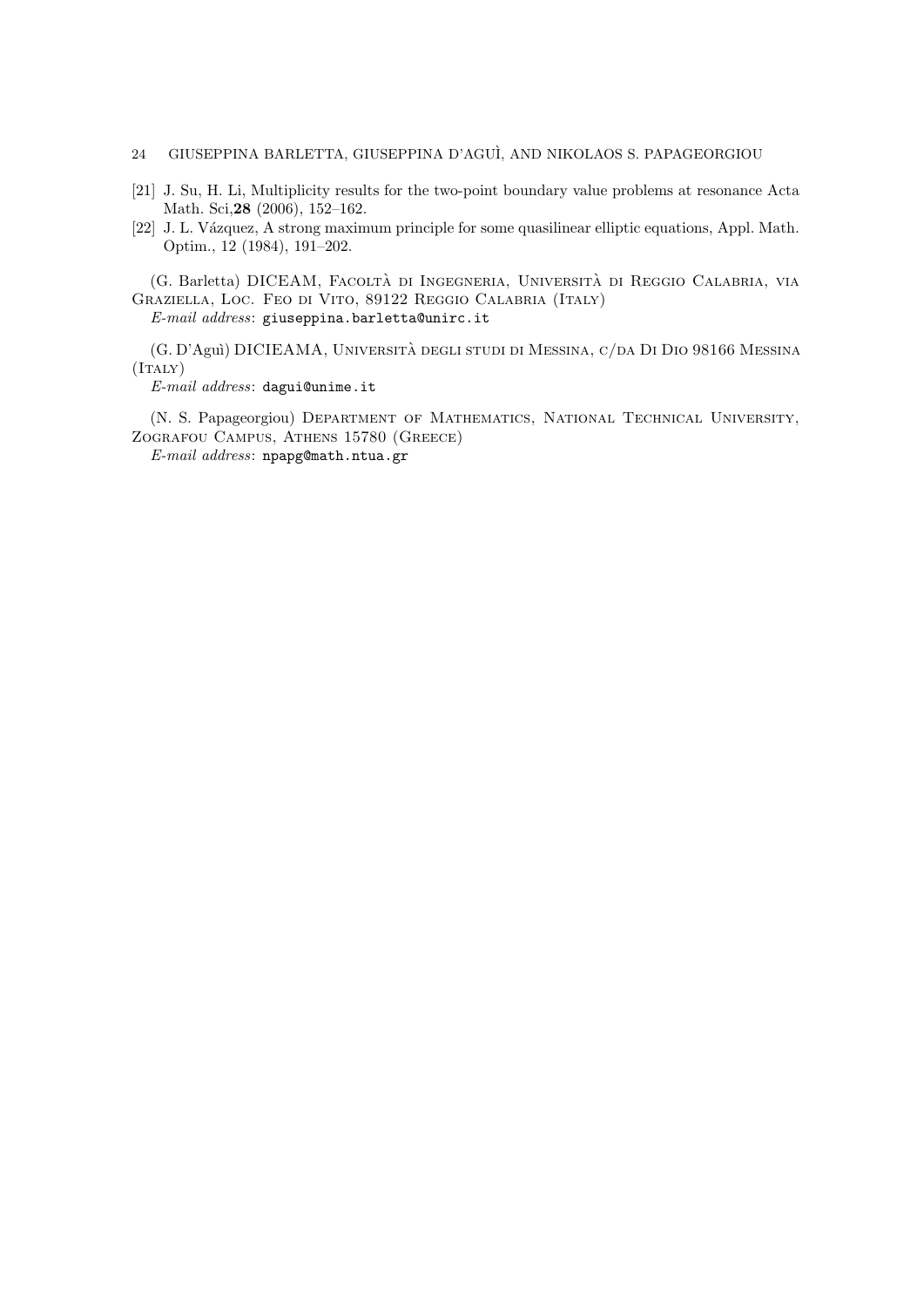[21] J. Su, H. Li, Multiplicity results for the two-point boundary value problems at resonance Acta Math. Sci,**28** (2006), 152–162.

[22] J. L. Vázquez, A strong maximum principle for some quasilinear elliptic equations, Appl. Math. Optim., 12 (1984), 191–202.

(G. Barletta) DICEAM, Facoltà di Ingegneria, Università di Reggio Calabria, via Graziella, Loc. Feo di Vito, 89122 Reggio Calabria (Italy)
*E-mail address*: giuseppina.barletta@unirc.it

(G. D'Aguì) DICIEAMA, Università degli studi di Messina, c/da Di Dio 98166 Messina (Italy)
*E-mail address*: dagui@unime.it

(N. S. Papageorgiou) Department of Mathematics, National Technical University, Zografou Campus, Athens 15780 (Greece)
*E-mail address*: npapg@math.ntua.gr